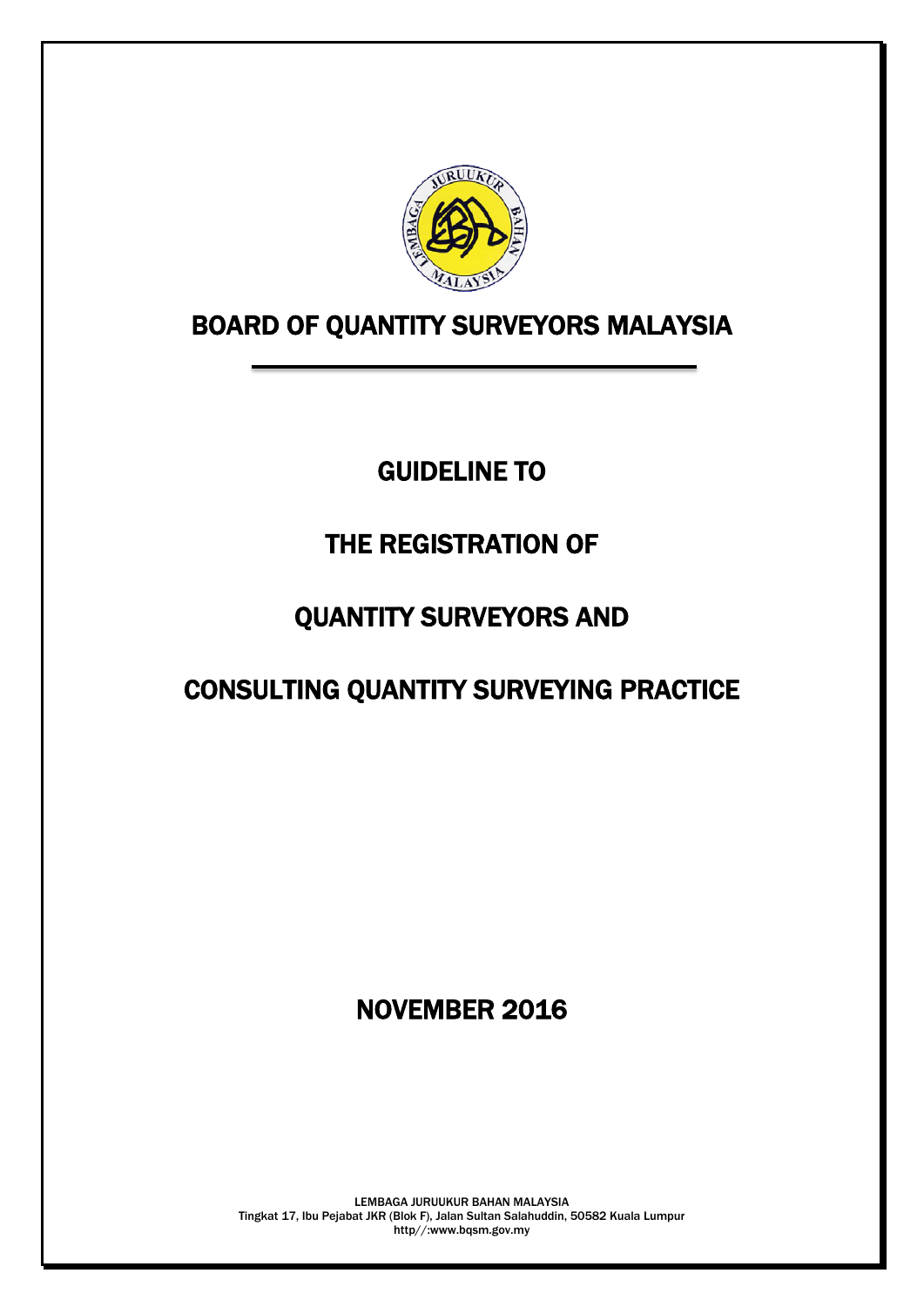# BOARD OF QUANTITY SURVEYORS MALAYSIA

## GUIDELINE TO

## THE REGISTRATION OF

## QUANTITY SURVEYORS AND

## CONSULTING QUANTITY SURVEYING PRACTICE

## NOVEMBER 2016

LEMBAGA JURUUKUR BAHAN MALAYSIA
Tingkat 17, Ibu Pejabat JKR (Blok F), Jalan Sultan Salahuddin, 50582 Kuala Lumpur
http//:www.bqsm.gov.my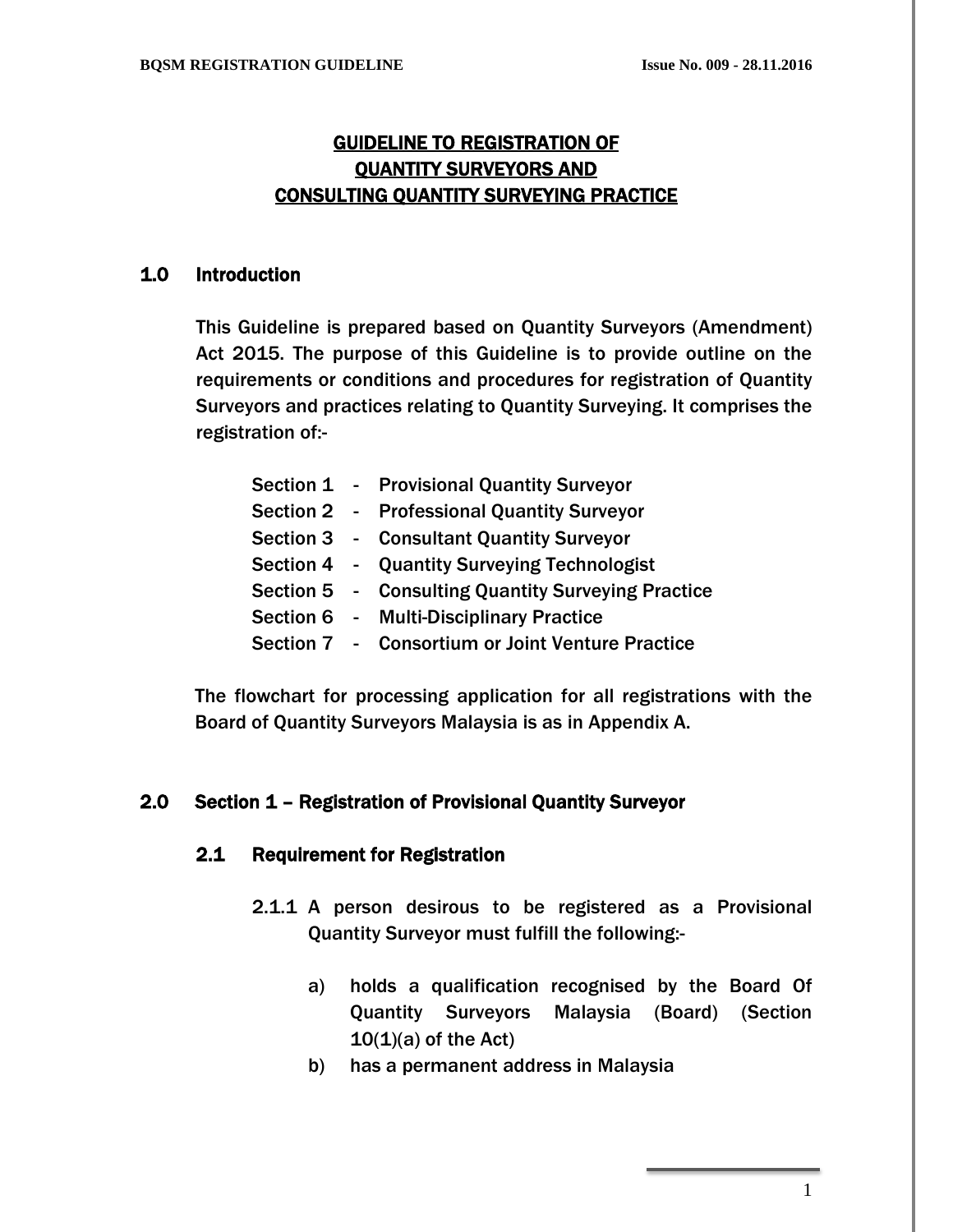# GUIDELINE TO REGISTRATION OF QUANTITY SURVEYORS AND CONSULTING QUANTITY SURVEYING PRACTICE

## 1.0 Introduction

This Guideline is prepared based on Quantity Surveyors (Amendment) Act 2015. The purpose of this Guideline is to provide outline on the requirements or conditions and procedures for registration of Quantity Surveyors and practices relating to Quantity Surveying. It comprises the registration of:-

- Section 1 - Provisional Quantity Surveyor
- Section 2 - Professional Quantity Surveyor
- Section 3 - Consultant Quantity Surveyor
- Section 4 - Quantity Surveying Technologist
- Section 5 - Consulting Quantity Surveying Practice
- Section 6 - Multi-Disciplinary Practice
- Section 7 - Consortium or Joint Venture Practice

The flowchart for processing application for all registrations with the Board of Quantity Surveyors Malaysia is as in Appendix A.

## 2.0 Section 1 – Registration of Provisional Quantity Surveyor

### 2.1 Requirement for Registration

2.1.1 A person desirous to be registered as a Provisional Quantity Surveyor must fulfill the following:-

a) holds a qualification recognised by the Board Of Quantity Surveyors Malaysia (Board) (Section 10(1)(a) of the Act)

b) has a permanent address in Malaysia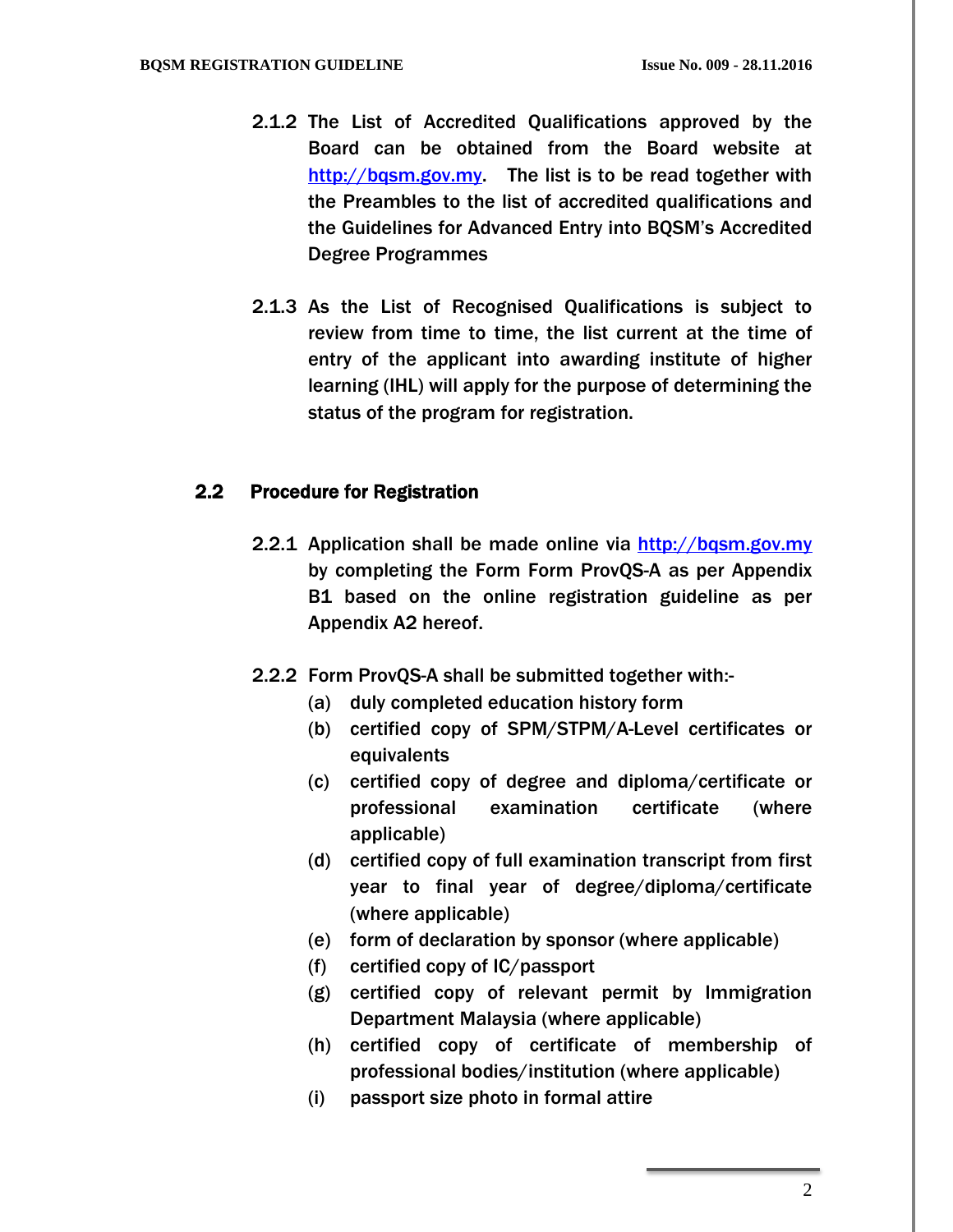2.1.2 The List of Accredited Qualifications approved by the Board can be obtained from the Board website at http://bqsm.gov.my. The list is to be read together with the Preambles to the list of accredited qualifications and the Guidelines for Advanced Entry into BQSM's Accredited Degree Programmes

2.1.3 As the List of Recognised Qualifications is subject to review from time to time, the list current at the time of entry of the applicant into awarding institute of higher learning (IHL) will apply for the purpose of determining the status of the program for registration.

## 2.2 Procedure for Registration

2.2.1 Application shall be made online via http://bqsm.gov.my by completing the Form Form ProvQS-A as per Appendix B1 based on the online registration guideline as per Appendix A2 hereof.

2.2.2 Form ProvQS-A shall be submitted together with:-

(a) duly completed education history form

(b) certified copy of SPM/STPM/A-Level certificates or equivalents

(c) certified copy of degree and diploma/certificate or professional examination certificate (where applicable)

(d) certified copy of full examination transcript from first year to final year of degree/diploma/certificate (where applicable)

(e) form of declaration by sponsor (where applicable)

(f) certified copy of IC/passport

(g) certified copy of relevant permit by Immigration Department Malaysia (where applicable)

(h) certified copy of certificate of membership of professional bodies/institution (where applicable)

(i) passport size photo in formal attire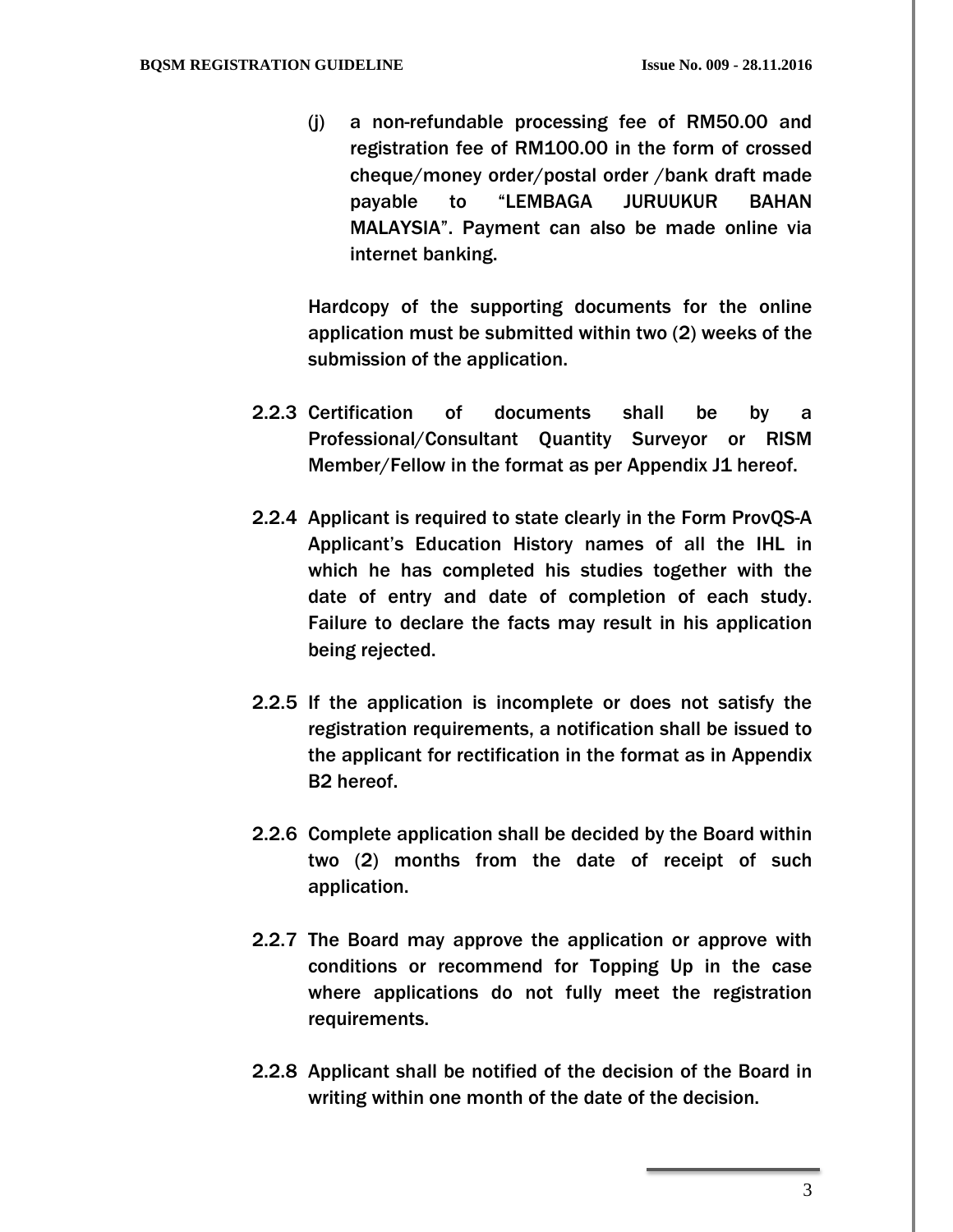(j) a non-refundable processing fee of RM50.00 and registration fee of RM100.00 in the form of crossed cheque/money order/postal order /bank draft made payable to "LEMBAGA JURUUKUR BAHAN MALAYSIA". Payment can also be made online via internet banking.

Hardcopy of the supporting documents for the online application must be submitted within two (2) weeks of the submission of the application.

2.2.3 Certification of documents shall be by a Professional/Consultant Quantity Surveyor or RISM Member/Fellow in the format as per Appendix J1 hereof.

2.2.4 Applicant is required to state clearly in the Form ProvQS-A Applicant's Education History names of all the IHL in which he has completed his studies together with the date of entry and date of completion of each study. Failure to declare the facts may result in his application being rejected.

2.2.5 If the application is incomplete or does not satisfy the registration requirements, a notification shall be issued to the applicant for rectification in the format as in Appendix B2 hereof.

2.2.6 Complete application shall be decided by the Board within two (2) months from the date of receipt of such application.

2.2.7 The Board may approve the application or approve with conditions or recommend for Topping Up in the case where applications do not fully meet the registration requirements.

2.2.8 Applicant shall be notified of the decision of the Board in writing within one month of the date of the decision.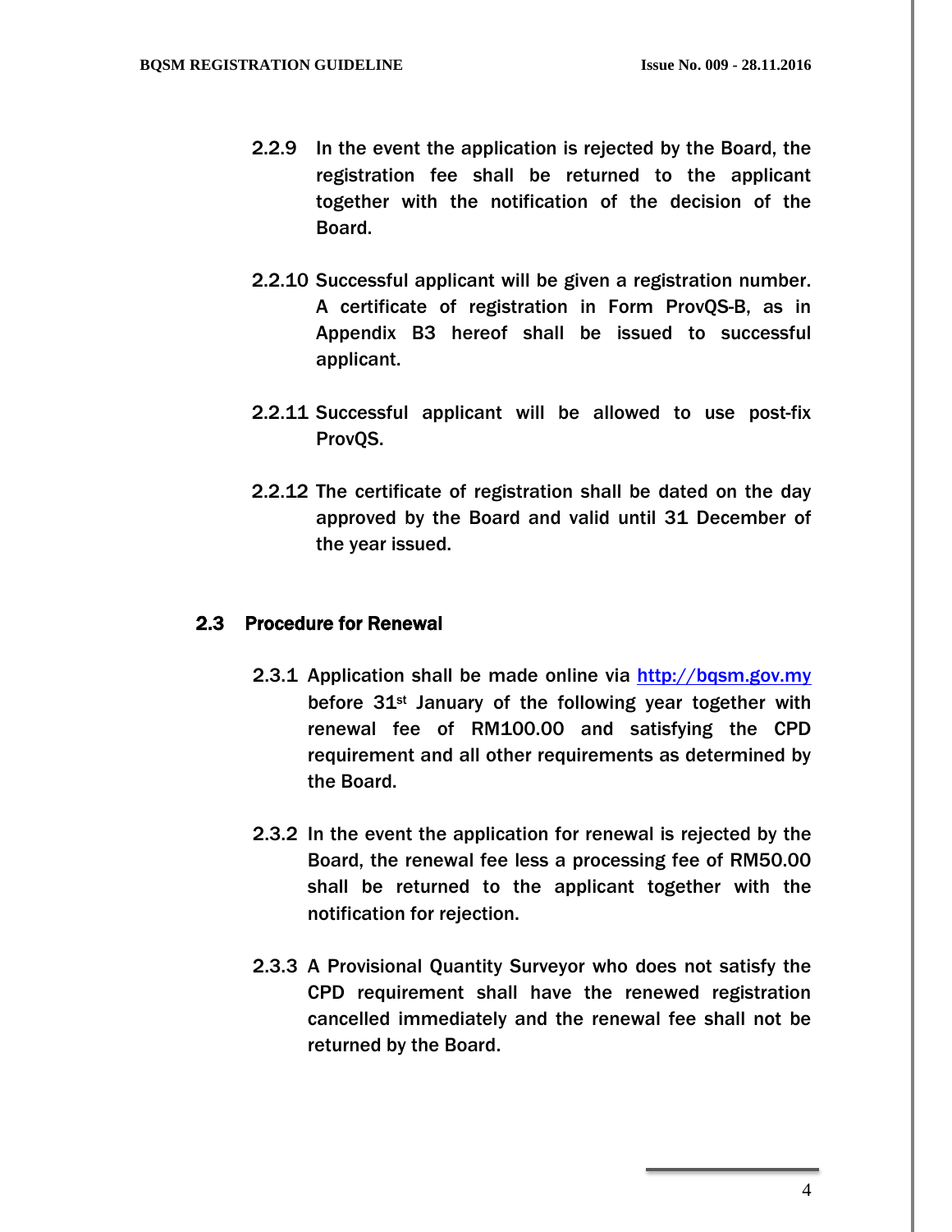2.2.9 In the event the application is rejected by the Board, the registration fee shall be returned to the applicant together with the notification of the decision of the Board.

2.2.10 Successful applicant will be given a registration number. A certificate of registration in Form ProvQS-B, as in Appendix B3 hereof shall be issued to successful applicant.

2.2.11 Successful applicant will be allowed to use post-fix ProvQS.

2.2.12 The certificate of registration shall be dated on the day approved by the Board and valid until 31 December of the year issued.

## 2.3 Procedure for Renewal

2.3.1 Application shall be made online via http://bqsm.gov.my before 31st January of the following year together with renewal fee of RM100.00 and satisfying the CPD requirement and all other requirements as determined by the Board.

2.3.2 In the event the application for renewal is rejected by the Board, the renewal fee less a processing fee of RM50.00 shall be returned to the applicant together with the notification for rejection.

2.3.3 A Provisional Quantity Surveyor who does not satisfy the CPD requirement shall have the renewed registration cancelled immediately and the renewal fee shall not be returned by the Board.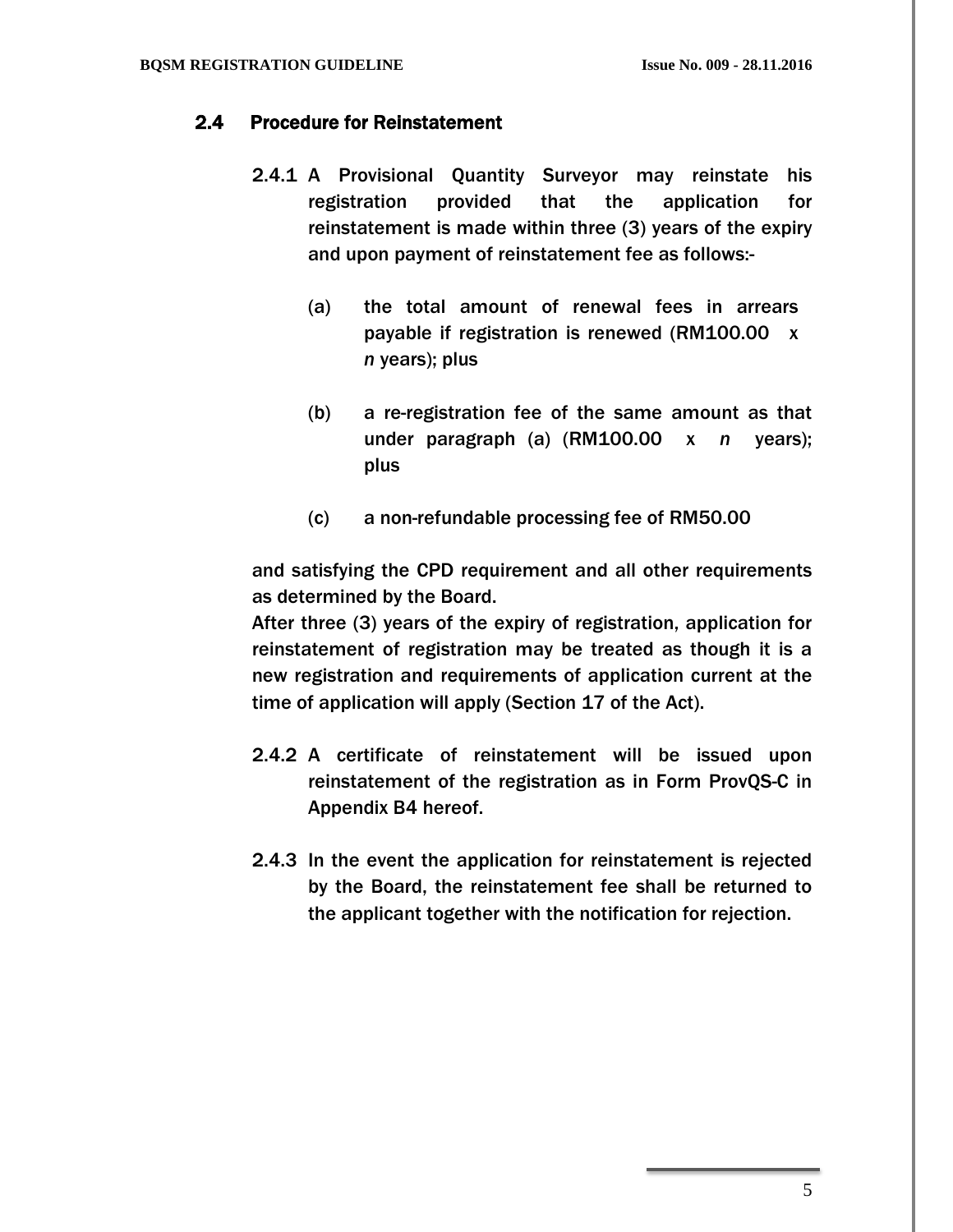## 2.4 Procedure for Reinstatement

2.4.1 A Provisional Quantity Surveyor may reinstate his registration provided that the application for reinstatement is made within three (3) years of the expiry and upon payment of reinstatement fee as follows:-

(a) the total amount of renewal fees in arrears payable if registration is renewed (RM100.00 x *n* years); plus

(b) a re-registration fee of the same amount as that under paragraph (a) (RM100.00 x *n* years); plus

(c) a non-refundable processing fee of RM50.00

and satisfying the CPD requirement and all other requirements as determined by the Board.

After three (3) years of the expiry of registration, application for reinstatement of registration may be treated as though it is a new registration and requirements of application current at the time of application will apply (Section 17 of the Act).

2.4.2 A certificate of reinstatement will be issued upon reinstatement of the registration as in Form ProvQS-C in Appendix B4 hereof.

2.4.3 In the event the application for reinstatement is rejected by the Board, the reinstatement fee shall be returned to the applicant together with the notification for rejection.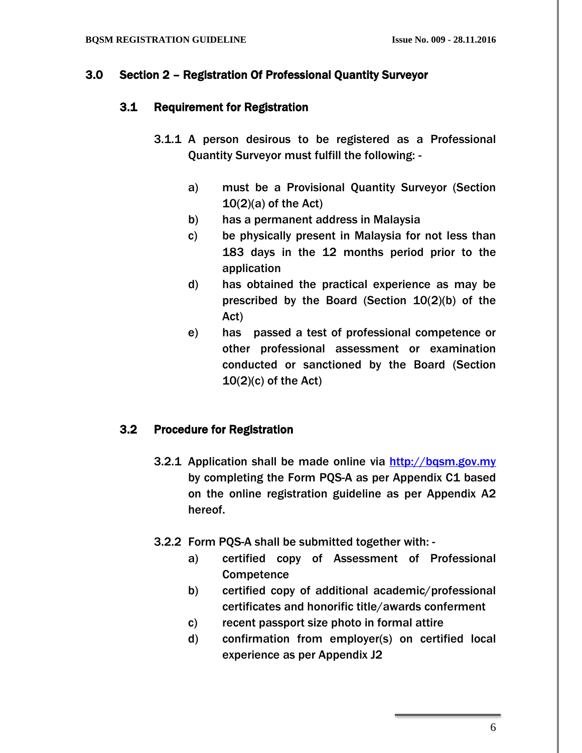## 3.0 Section 2 – Registration Of Professional Quantity Surveyor

### 3.1 Requirement for Registration

3.1.1 A person desirous to be registered as a Professional Quantity Surveyor must fulfill the following: -

a) must be a Provisional Quantity Surveyor (Section 10(2)(a) of the Act)

b) has a permanent address in Malaysia

c) be physically present in Malaysia for not less than 183 days in the 12 months period prior to the application

d) has obtained the practical experience as may be prescribed by the Board (Section 10(2)(b) of the Act)

e) has passed a test of professional competence or other professional assessment or examination conducted or sanctioned by the Board (Section 10(2)(c) of the Act)

### 3.2 Procedure for Registration

3.2.1 Application shall be made online via http://bqsm.gov.my by completing the Form PQS-A as per Appendix C1 based on the online registration guideline as per Appendix A2 hereof.

3.2.2 Form PQS-A shall be submitted together with: -

a) certified copy of Assessment of Professional Competence

b) certified copy of additional academic/professional certificates and honorific title/awards conferment

c) recent passport size photo in formal attire

d) confirmation from employer(s) on certified local experience as per Appendix J2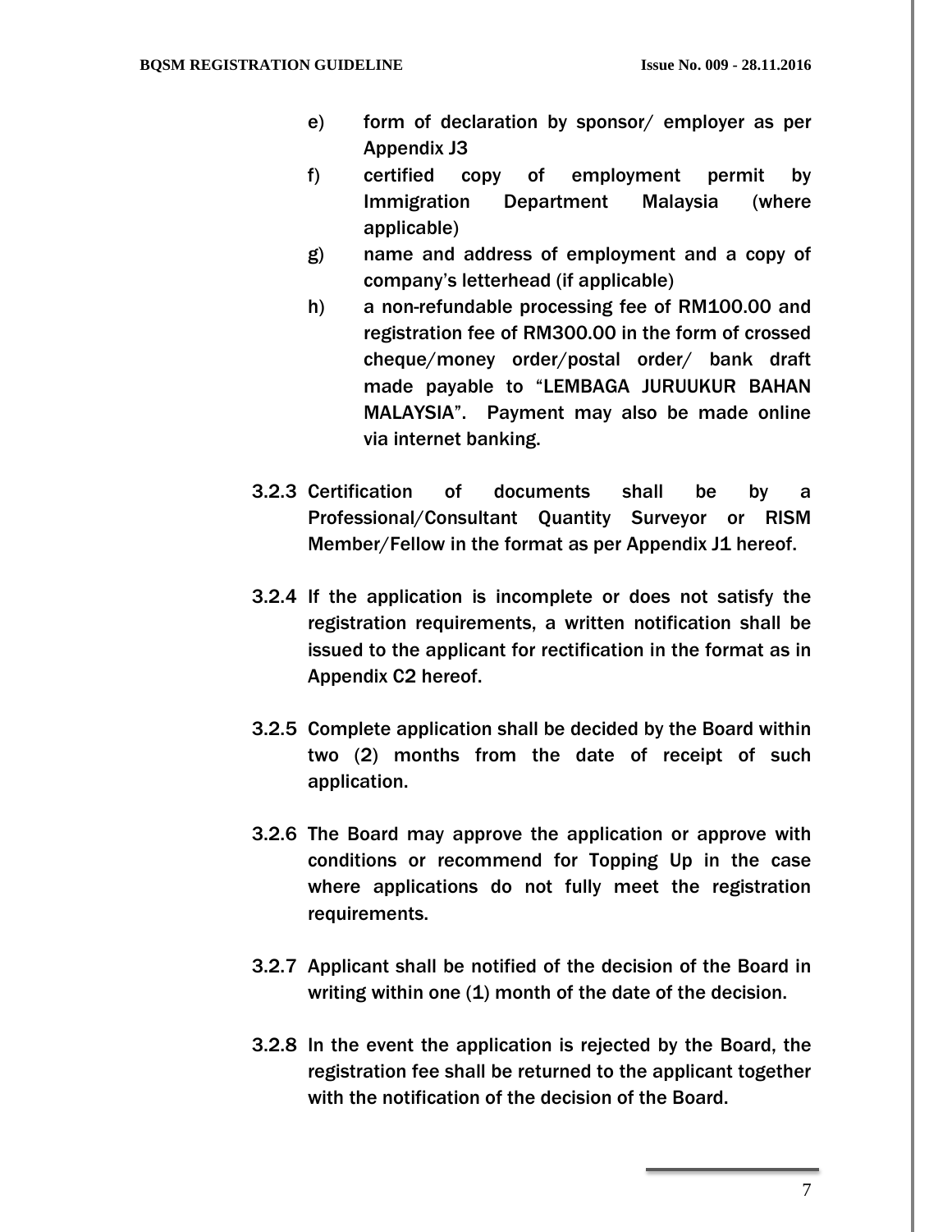e) form of declaration by sponsor/ employer as per Appendix J3

f) certified copy of employment permit by Immigration Department Malaysia (where applicable)

g) name and address of employment and a copy of company's letterhead (if applicable)

h) a non-refundable processing fee of RM100.00 and registration fee of RM300.00 in the form of crossed cheque/money order/postal order/ bank draft made payable to "LEMBAGA JURUUKUR BAHAN MALAYSIA". Payment may also be made online via internet banking.

3.2.3 Certification of documents shall be by a Professional/Consultant Quantity Surveyor or RISM Member/Fellow in the format as per Appendix J1 hereof.

3.2.4 If the application is incomplete or does not satisfy the registration requirements, a written notification shall be issued to the applicant for rectification in the format as in Appendix C2 hereof.

3.2.5 Complete application shall be decided by the Board within two (2) months from the date of receipt of such application.

3.2.6 The Board may approve the application or approve with conditions or recommend for Topping Up in the case where applications do not fully meet the registration requirements.

3.2.7 Applicant shall be notified of the decision of the Board in writing within one (1) month of the date of the decision.

3.2.8 In the event the application is rejected by the Board, the registration fee shall be returned to the applicant together with the notification of the decision of the Board.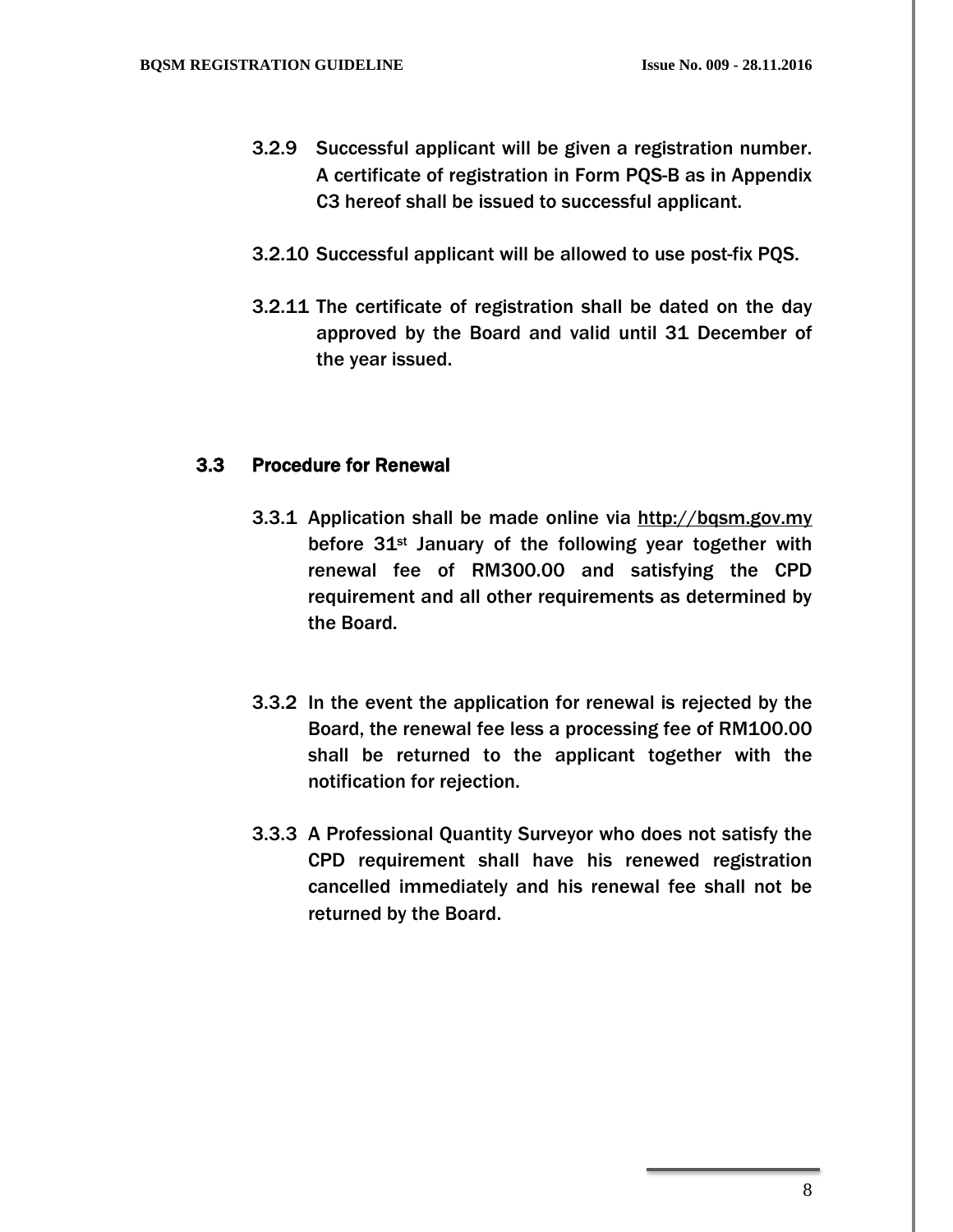3.2.9 Successful applicant will be given a registration number. A certificate of registration in Form PQS-B as in Appendix C3 hereof shall be issued to successful applicant.

3.2.10 Successful applicant will be allowed to use post-fix PQS.

3.2.11 The certificate of registration shall be dated on the day approved by the Board and valid until 31 December of the year issued.

### 3.3 Procedure for Renewal

3.3.1 Application shall be made online via http://bqsm.gov.my before 31st January of the following year together with renewal fee of RM300.00 and satisfying the CPD requirement and all other requirements as determined by the Board.

3.3.2 In the event the application for renewal is rejected by the Board, the renewal fee less a processing fee of RM100.00 shall be returned to the applicant together with the notification for rejection.

3.3.3 A Professional Quantity Surveyor who does not satisfy the CPD requirement shall have his renewed registration cancelled immediately and his renewal fee shall not be returned by the Board.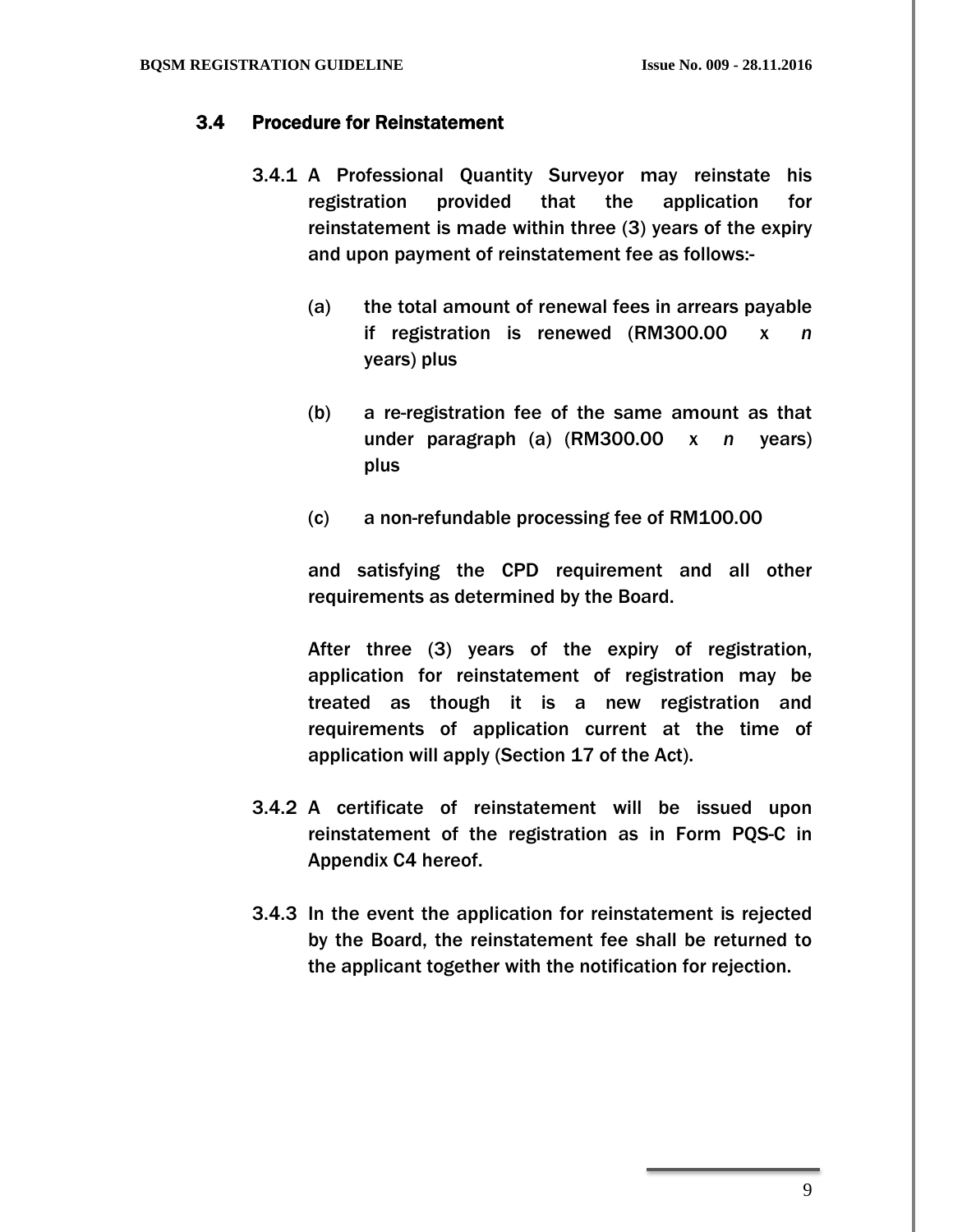### 3.4 Procedure for Reinstatement

3.4.1 A Professional Quantity Surveyor may reinstate his registration provided that the application for reinstatement is made within three (3) years of the expiry and upon payment of reinstatement fee as follows:-

(a) the total amount of renewal fees in arrears payable if registration is renewed (RM300.00 x *n* years) plus

(b) a re-registration fee of the same amount as that under paragraph (a) (RM300.00 x *n* years) plus

(c) a non-refundable processing fee of RM100.00

and satisfying the CPD requirement and all other requirements as determined by the Board.

After three (3) years of the expiry of registration, application for reinstatement of registration may be treated as though it is a new registration and requirements of application current at the time of application will apply (Section 17 of the Act).

3.4.2 A certificate of reinstatement will be issued upon reinstatement of the registration as in Form PQS-C in Appendix C4 hereof.

3.4.3 In the event the application for reinstatement is rejected by the Board, the reinstatement fee shall be returned to the applicant together with the notification for rejection.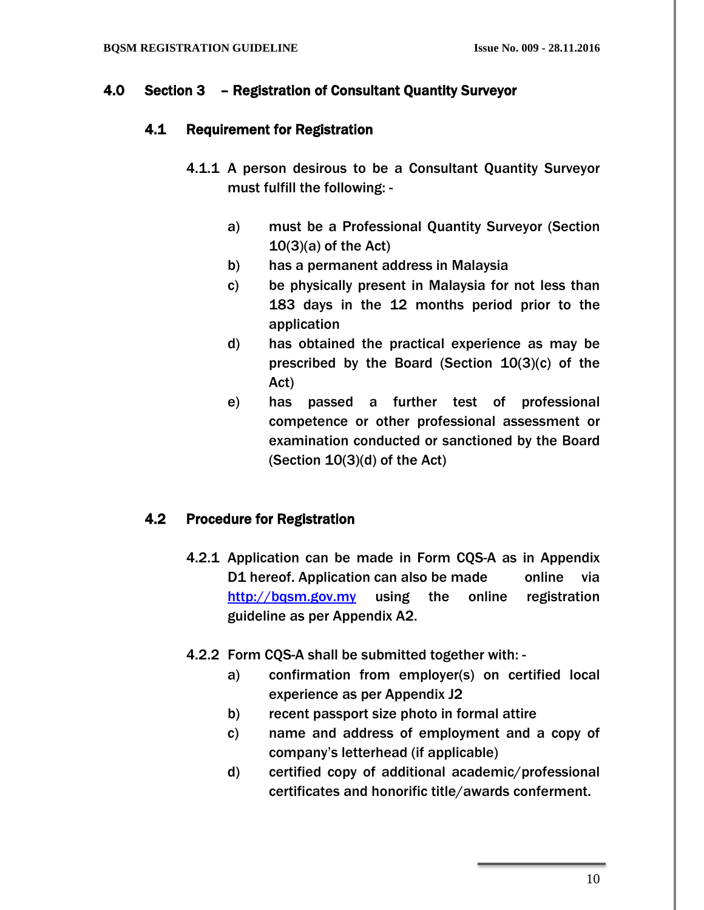## 4.0 Section 3 – Registration of Consultant Quantity Surveyor

### 4.1 Requirement for Registration

4.1.1 A person desirous to be a Consultant Quantity Surveyor must fulfill the following: -

a) must be a Professional Quantity Surveyor (Section 10(3)(a) of the Act)

b) has a permanent address in Malaysia

c) be physically present in Malaysia for not less than 183 days in the 12 months period prior to the application

d) has obtained the practical experience as may be prescribed by the Board (Section 10(3)(c) of the Act)

e) has passed a further test of professional competence or other professional assessment or examination conducted or sanctioned by the Board (Section 10(3)(d) of the Act)

### 4.2 Procedure for Registration

4.2.1 Application can be made in Form CQS-A as in Appendix D1 hereof. Application can also be made online via [http://bqsm.gov.my](http://bqsm.gov.my) using the online registration guideline as per Appendix A2.

4.2.2 Form CQS-A shall be submitted together with: -

a) confirmation from employer(s) on certified local experience as per Appendix J2

b) recent passport size photo in formal attire

c) name and address of employment and a copy of company's letterhead (if applicable)

d) certified copy of additional academic/professional certificates and honorific title/awards conferment.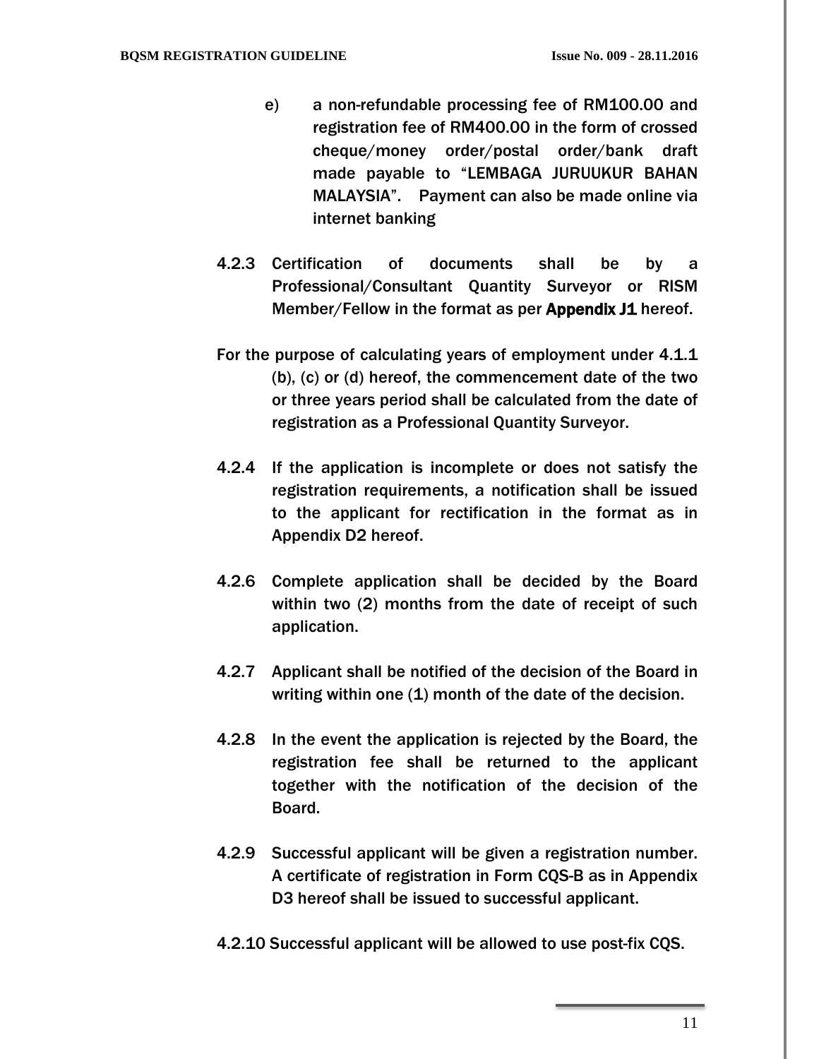e) a non-refundable processing fee of RM100.00 and registration fee of RM400.00 in the form of crossed cheque/money order/postal order/bank draft made payable to "LEMBAGA JURUUKUR BAHAN MALAYSIA". Payment can also be made online via internet banking

4.2.3 Certification of documents shall be by a Professional/Consultant Quantity Surveyor or RISM Member/Fellow in the format as per **Appendix J1** hereof.

For the purpose of calculating years of employment under 4.1.1 (b), (c) or (d) hereof, the commencement date of the two or three years period shall be calculated from the date of registration as a Professional Quantity Surveyor.

4.2.4 If the application is incomplete or does not satisfy the registration requirements, a notification shall be issued to the applicant for rectification in the format as in Appendix D2 hereof.

4.2.6 Complete application shall be decided by the Board within two (2) months from the date of receipt of such application.

4.2.7 Applicant shall be notified of the decision of the Board in writing within one (1) month of the date of the decision.

4.2.8 In the event the application is rejected by the Board, the registration fee shall be returned to the applicant together with the notification of the decision of the Board.

4.2.9 Successful applicant will be given a registration number. A certificate of registration in Form CQS-B as in Appendix D3 hereof shall be issued to successful applicant.

4.2.10 Successful applicant will be allowed to use post-fix CQS.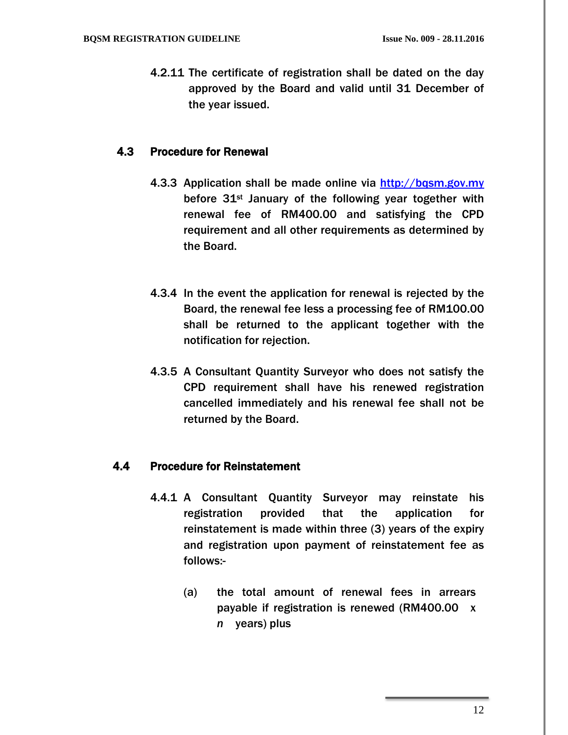4.2.11 The certificate of registration shall be dated on the day approved by the Board and valid until 31 December of the year issued.

### 4.3 Procedure for Renewal

4.3.3 Application shall be made online via [http://bqsm.gov.my](http://bqsm.gov.my) before 31st January of the following year together with renewal fee of RM400.00 and satisfying the CPD requirement and all other requirements as determined by the Board.

4.3.4 In the event the application for renewal is rejected by the Board, the renewal fee less a processing fee of RM100.00 shall be returned to the applicant together with the notification for rejection.

4.3.5 A Consultant Quantity Surveyor who does not satisfy the CPD requirement shall have his renewed registration cancelled immediately and his renewal fee shall not be returned by the Board.

### 4.4 Procedure for Reinstatement

4.4.1 A Consultant Quantity Surveyor may reinstate his registration provided that the application for reinstatement is made within three (3) years of the expiry and registration upon payment of reinstatement fee as follows:-

(a) the total amount of renewal fees in arrears payable if registration is renewed (RM400.00 x *n* years) plus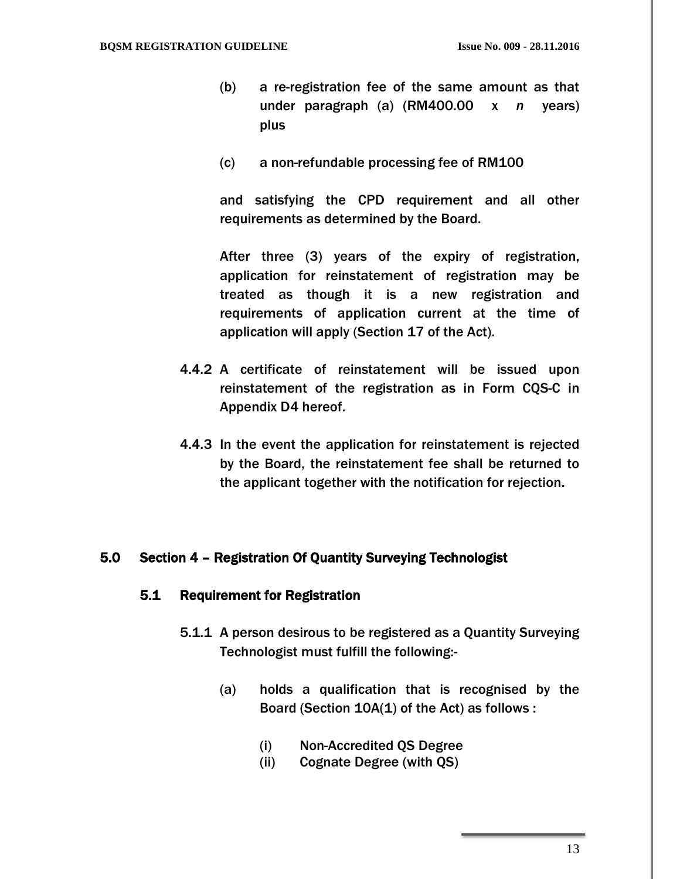(b) a re-registration fee of the same amount as that under paragraph (a) (RM400.00 x *n* years) plus

(c) a non-refundable processing fee of RM100

and satisfying the CPD requirement and all other requirements as determined by the Board.

After three (3) years of the expiry of registration, application for reinstatement of registration may be treated as though it is a new registration and requirements of application current at the time of application will apply (Section 17 of the Act).

4.4.2 A certificate of reinstatement will be issued upon reinstatement of the registration as in Form CQS-C in Appendix D4 hereof.

4.4.3 In the event the application for reinstatement is rejected by the Board, the reinstatement fee shall be returned to the applicant together with the notification for rejection.

## 5.0 Section 4 – Registration Of Quantity Surveying Technologist

### 5.1 Requirement for Registration

5.1.1 A person desirous to be registered as a Quantity Surveying Technologist must fulfill the following:-

(a) holds a qualification that is recognised by the Board (Section 10A(1) of the Act) as follows :

(i) Non-Accredited QS Degree
(ii) Cognate Degree (with QS)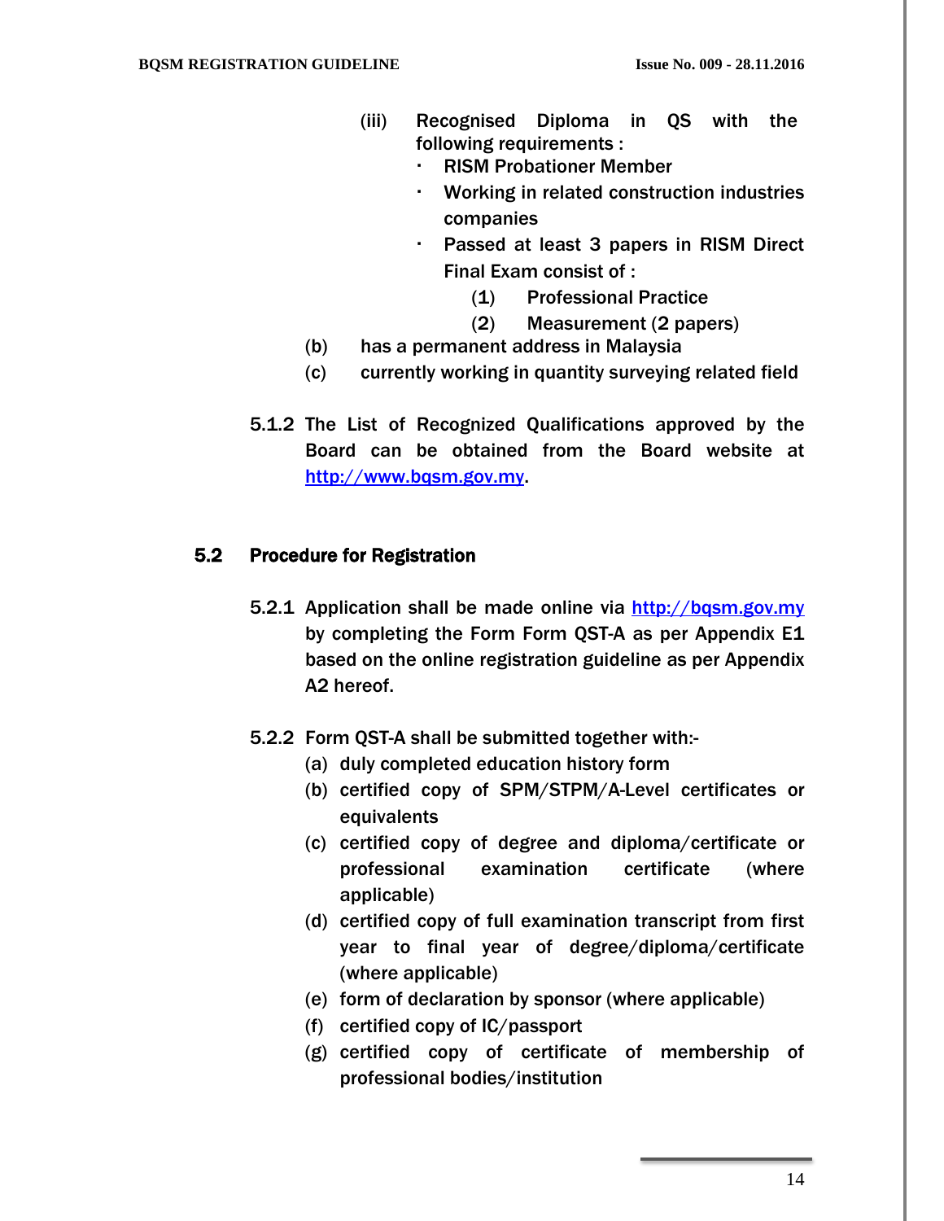(iii) Recognised Diploma in QS with the following requirements :

- RISM Probationer Member
- Working in related construction industries companies
- Passed at least 3 papers in RISM Direct Final Exam consist of :
  - (1) Professional Practice
  - (2) Measurement (2 papers)

(b) has a permanent address in Malaysia

(c) currently working in quantity surveying related field

5.1.2 The List of Recognized Qualifications approved by the Board can be obtained from the Board website at [http://www.bqsm.gov.my](http://www.bqsm.gov.my).

## 5.2 Procedure for Registration

5.2.1 Application shall be made online via [http://bqsm.gov.my](http://bqsm.gov.my) by completing the Form Form QST-A as per Appendix E1 based on the online registration guideline as per Appendix A2 hereof.

5.2.2 Form QST-A shall be submitted together with:-

(a) duly completed education history form

(b) certified copy of SPM/STPM/A-Level certificates or equivalents

(c) certified copy of degree and diploma/certificate or professional examination certificate (where applicable)

(d) certified copy of full examination transcript from first year to final year of degree/diploma/certificate (where applicable)

(e) form of declaration by sponsor (where applicable)

(f) certified copy of IC/passport

(g) certified copy of certificate of membership of professional bodies/institution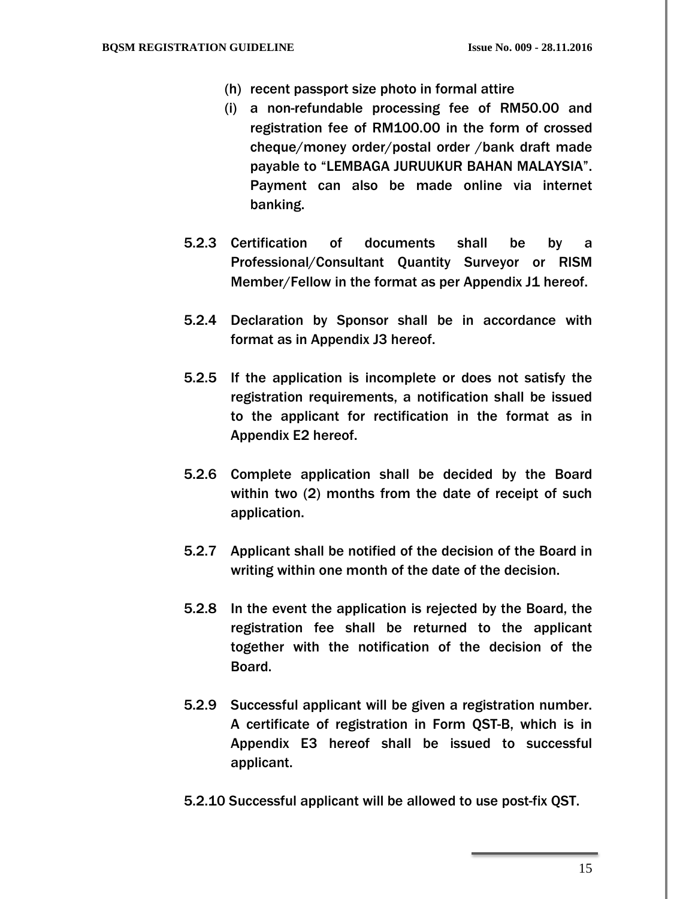(h) recent passport size photo in formal attire

(i) a non-refundable processing fee of RM50.00 and registration fee of RM100.00 in the form of crossed cheque/money order/postal order /bank draft made payable to “LEMBAGA JURUUKUR BAHAN MALAYSIA”. Payment can also be made online via internet banking.

5.2.3 Certification of documents shall be by a Professional/Consultant Quantity Surveyor or RISM Member/Fellow in the format as per Appendix J1 hereof.

5.2.4 Declaration by Sponsor shall be in accordance with format as in Appendix J3 hereof.

5.2.5 If the application is incomplete or does not satisfy the registration requirements, a notification shall be issued to the applicant for rectification in the format as in Appendix E2 hereof.

5.2.6 Complete application shall be decided by the Board within two (2) months from the date of receipt of such application.

5.2.7 Applicant shall be notified of the decision of the Board in writing within one month of the date of the decision.

5.2.8 In the event the application is rejected by the Board, the registration fee shall be returned to the applicant together with the notification of the decision of the Board.

5.2.9 Successful applicant will be given a registration number. A certificate of registration in Form QST-B, which is in Appendix E3 hereof shall be issued to successful applicant.

5.2.10 Successful applicant will be allowed to use post-fix QST.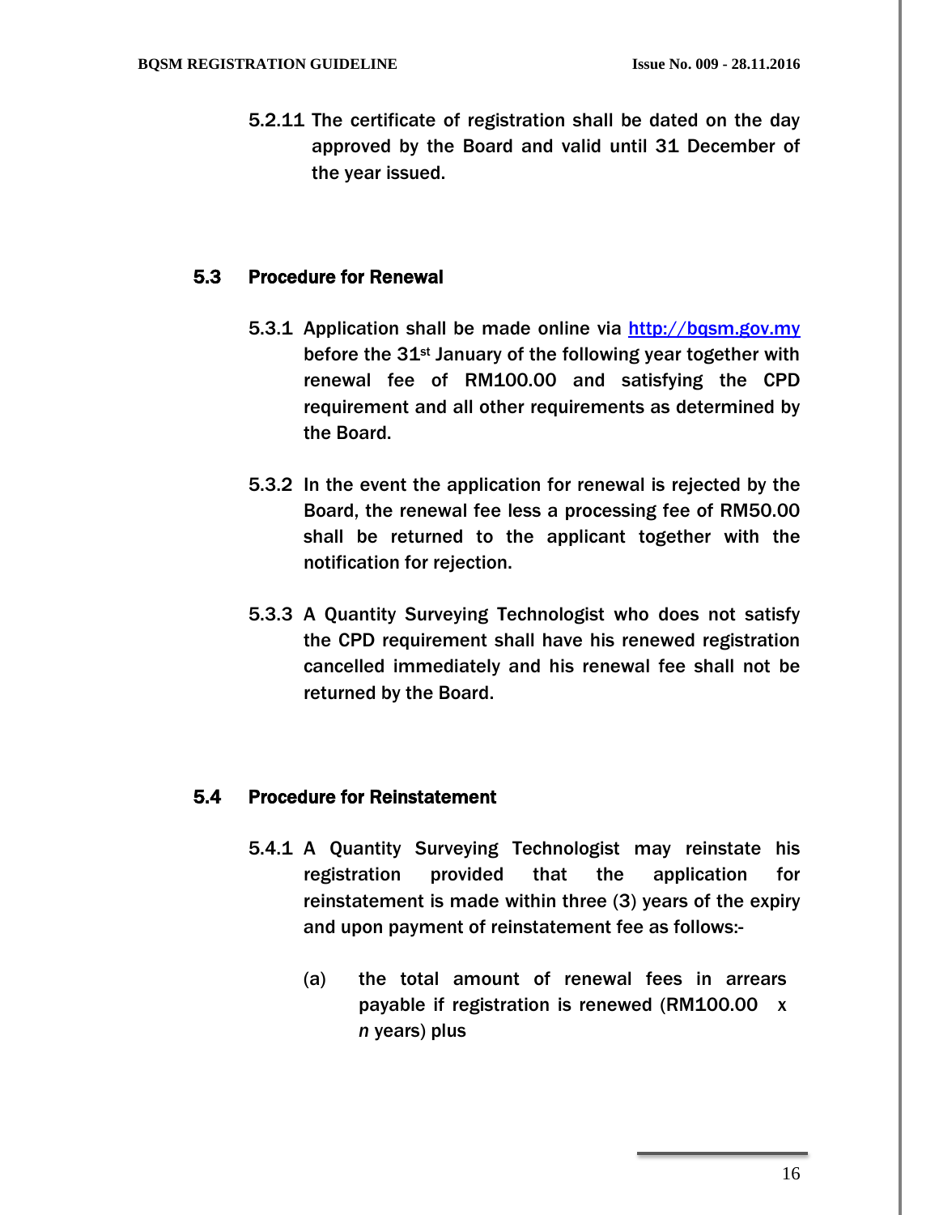5.2.11 The certificate of registration shall be dated on the day approved by the Board and valid until 31 December of the year issued.

## 5.3 Procedure for Renewal

5.3.1 Application shall be made online via [http://bqsm.gov.my](http://bqsm.gov.my) before the 31st January of the following year together with renewal fee of RM100.00 and satisfying the CPD requirement and all other requirements as determined by the Board.

5.3.2 In the event the application for renewal is rejected by the Board, the renewal fee less a processing fee of RM50.00 shall be returned to the applicant together with the notification for rejection.

5.3.3 A Quantity Surveying Technologist who does not satisfy the CPD requirement shall have his renewed registration cancelled immediately and his renewal fee shall not be returned by the Board.

## 5.4 Procedure for Reinstatement

5.4.1 A Quantity Surveying Technologist may reinstate his registration provided that the application for reinstatement is made within three (3) years of the expiry and upon payment of reinstatement fee as follows:-

(a) the total amount of renewal fees in arrears payable if registration is renewed (RM100.00 x *n* years) plus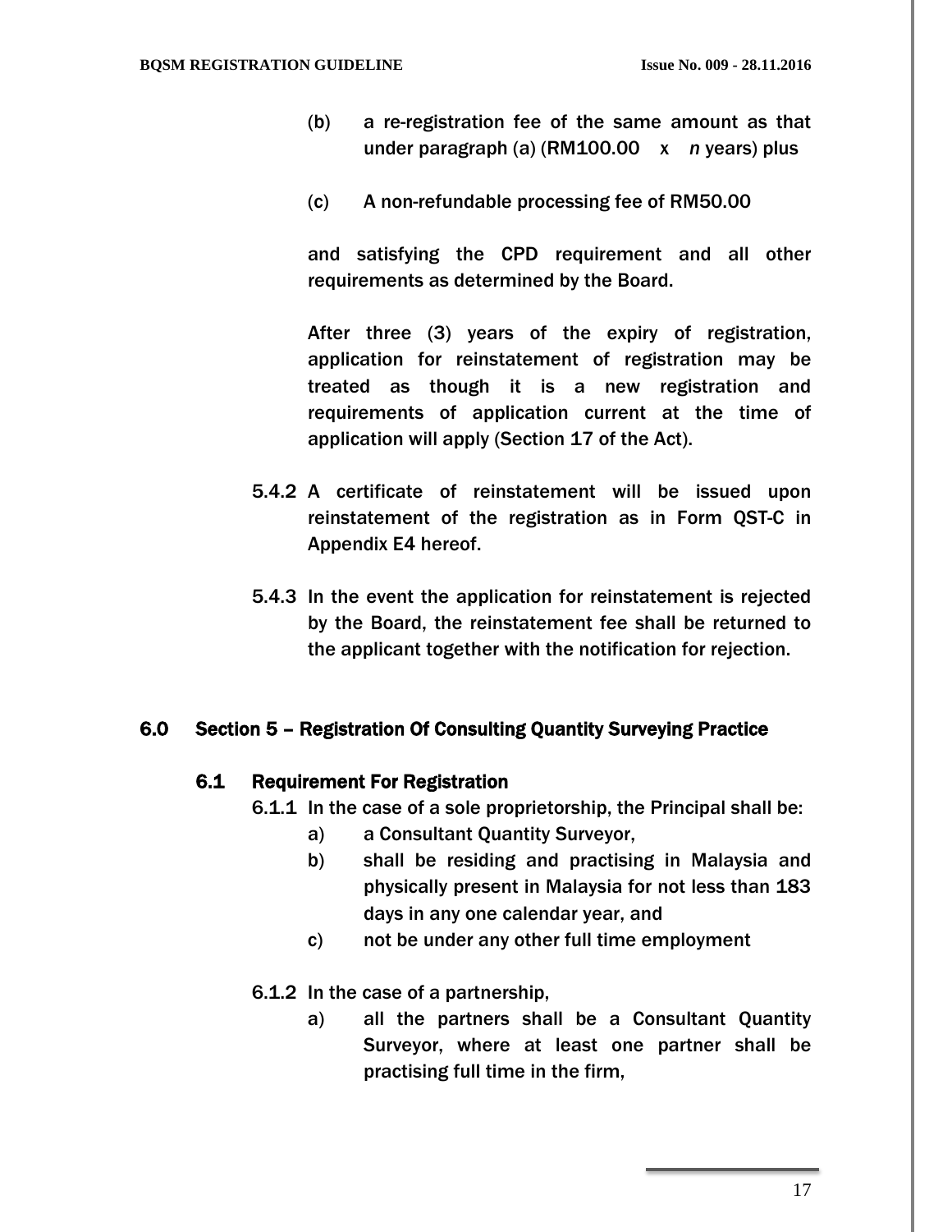(b) a re-registration fee of the same amount as that under paragraph (a) (RM100.00 x *n* years) plus

(c) A non-refundable processing fee of RM50.00

and satisfying the CPD requirement and all other requirements as determined by the Board.

After three (3) years of the expiry of registration, application for reinstatement of registration may be treated as though it is a new registration and requirements of application current at the time of application will apply (Section 17 of the Act).

5.4.2 A certificate of reinstatement will be issued upon reinstatement of the registration as in Form QST-C in Appendix E4 hereof.

5.4.3 In the event the application for reinstatement is rejected by the Board, the reinstatement fee shall be returned to the applicant together with the notification for rejection.

## 6.0 Section 5 – Registration Of Consulting Quantity Surveying Practice

### 6.1 Requirement For Registration

6.1.1 In the case of a sole proprietorship, the Principal shall be:

a) a Consultant Quantity Surveyor,
b) shall be residing and practising in Malaysia and physically present in Malaysia for not less than 183 days in any one calendar year, and
c) not be under any other full time employment

6.1.2 In the case of a partnership,

a) all the partners shall be a Consultant Quantity Surveyor, where at least one partner shall be practising full time in the firm,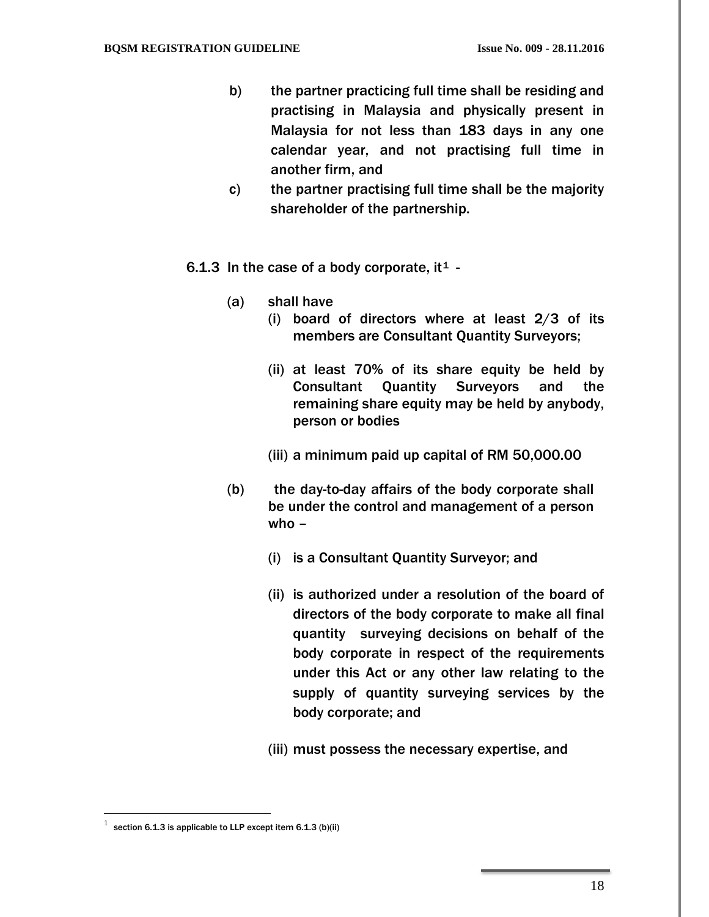b) the partner practicing full time shall be residing and practising in Malaysia and physically present in Malaysia for not less than 183 days in any one calendar year, and not practising full time in another firm, and

c) the partner practising full time shall be the majority shareholder of the partnership.

6.1.3 In the case of a body corporate, it[1] -

(a) shall have

(i) board of directors where at least 2/3 of its members are Consultant Quantity Surveyors;

(ii) at least 70% of its share equity be held by Consultant Quantity Surveyors and the remaining share equity may be held by anybody, person or bodies

(iii) a minimum paid up capital of RM 50,000.00

(b) the day-to-day affairs of the body corporate shall be under the control and management of a person who –

(i) is a Consultant Quantity Surveyor; and

(ii) is authorized under a resolution of the board of directors of the body corporate to make all final quantity surveying decisions on behalf of the body corporate in respect of the requirements under this Act or any other law relating to the supply of quantity surveying services by the body corporate; and

(iii) must possess the necessary expertise, and

---

[1] section 6.1.3 is applicable to LLP except item 6.1.3 (b)(ii)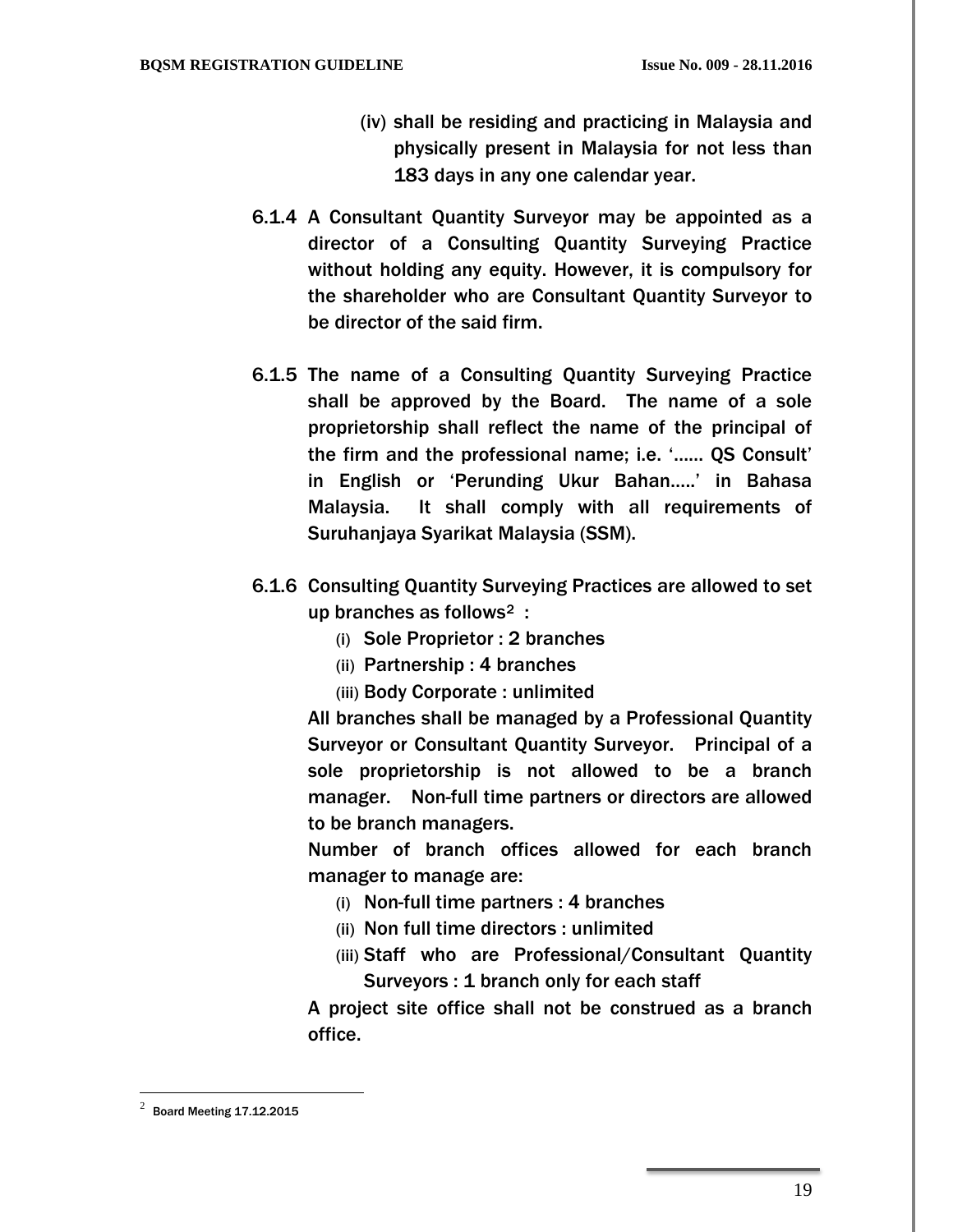(iv) shall be residing and practicing in Malaysia and physically present in Malaysia for not less than 183 days in any one calendar year.

6.1.4 A Consultant Quantity Surveyor may be appointed as a director of a Consulting Quantity Surveying Practice without holding any equity. However, it is compulsory for the shareholder who are Consultant Quantity Surveyor to be director of the said firm.

6.1.5 The name of a Consulting Quantity Surveying Practice shall be approved by the Board. The name of a sole proprietorship shall reflect the name of the principal of the firm and the professional name; i.e. '...... QS Consult' in English or 'Perunding Ukur Bahan.....' in Bahasa Malaysia. It shall comply with all requirements of Suruhanjaya Syarikat Malaysia (SSM).

6.1.6 Consulting Quantity Surveying Practices are allowed to set up branches as follows[2] :

(i) Sole Proprietor : 2 branches
(ii) Partnership : 4 branches
(iii) Body Corporate : unlimited

All branches shall be managed by a Professional Quantity Surveyor or Consultant Quantity Surveyor. Principal of a sole proprietorship is not allowed to be a branch manager. Non-full time partners or directors are allowed to be branch managers.

Number of branch offices allowed for each branch manager to manage are:

(i) Non-full time partners : 4 branches
(ii) Non full time directors : unlimited
(iii) Staff who are Professional/Consultant Quantity Surveyors : 1 branch only for each staff

A project site office shall not be construed as a branch office.

[2] Board Meeting 17.12.2015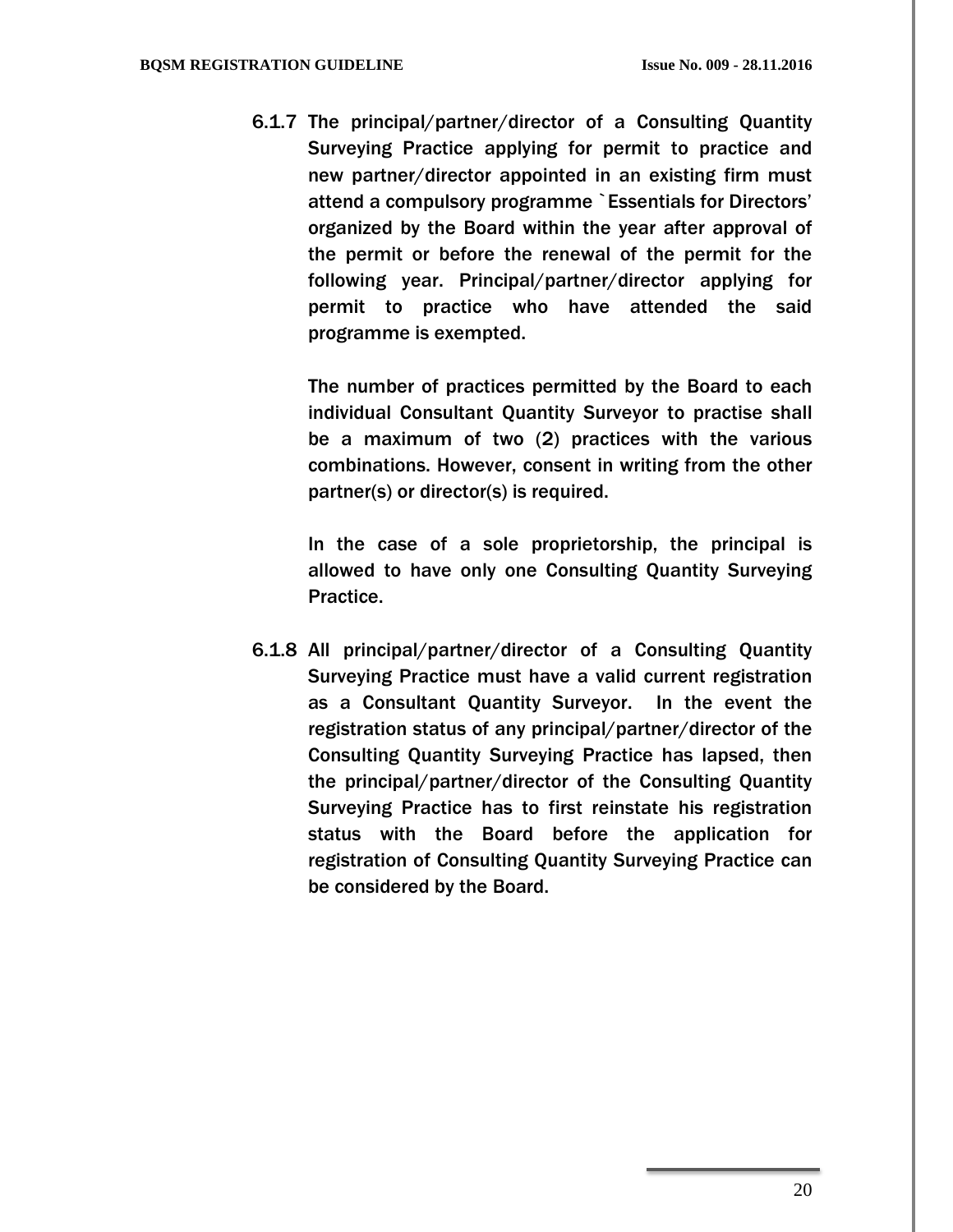6.1.7 The principal/partner/director of a Consulting Quantity Surveying Practice applying for permit to practice and new partner/director appointed in an existing firm must attend a compulsory programme `Essentials for Directors' organized by the Board within the year after approval of the permit or before the renewal of the permit for the following year. Principal/partner/director applying for permit to practice who have attended the said programme is exempted.

The number of practices permitted by the Board to each individual Consultant Quantity Surveyor to practise shall be a maximum of two (2) practices with the various combinations. However, consent in writing from the other partner(s) or director(s) is required.

In the case of a sole proprietorship, the principal is allowed to have only one Consulting Quantity Surveying Practice.

6.1.8 All principal/partner/director of a Consulting Quantity Surveying Practice must have a valid current registration as a Consultant Quantity Surveyor. In the event the registration status of any principal/partner/director of the Consulting Quantity Surveying Practice has lapsed, then the principal/partner/director of the Consulting Quantity Surveying Practice has to first reinstate his registration status with the Board before the application for registration of Consulting Quantity Surveying Practice can be considered by the Board.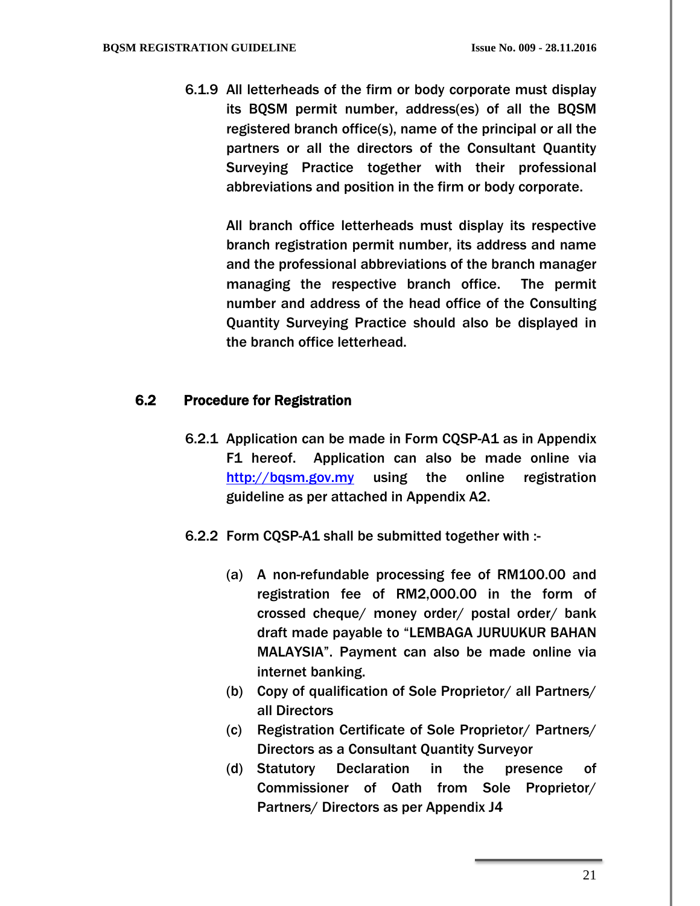6.1.9 All letterheads of the firm or body corporate must display its BQSM permit number, address(es) of all the BQSM registered branch office(s), name of the principal or all the partners or all the directors of the Consultant Quantity Surveying Practice together with their professional abbreviations and position in the firm or body corporate.

All branch office letterheads must display its respective branch registration permit number, its address and name and the professional abbreviations of the branch manager managing the respective branch office. The permit number and address of the head office of the Consulting Quantity Surveying Practice should also be displayed in the branch office letterhead.

## 6.2 Procedure for Registration

6.2.1 Application can be made in Form CQSP-A1 as in Appendix F1 hereof. Application can also be made online via [http://bqsm.gov.my](http://bqsm.gov.my) using the online registration guideline as per attached in Appendix A2.

6.2.2 Form CQSP-A1 shall be submitted together with :-

(a) A non-refundable processing fee of RM100.00 and registration fee of RM2,000.00 in the form of crossed cheque/ money order/ postal order/ bank draft made payable to "LEMBAGA JURUUKUR BAHAN MALAYSIA". Payment can also be made online via internet banking.

(b) Copy of qualification of Sole Proprietor/ all Partners/ all Directors

(c) Registration Certificate of Sole Proprietor/ Partners/ Directors as a Consultant Quantity Surveyor

(d) Statutory Declaration in the presence of Commissioner of Oath from Sole Proprietor/ Partners/ Directors as per Appendix J4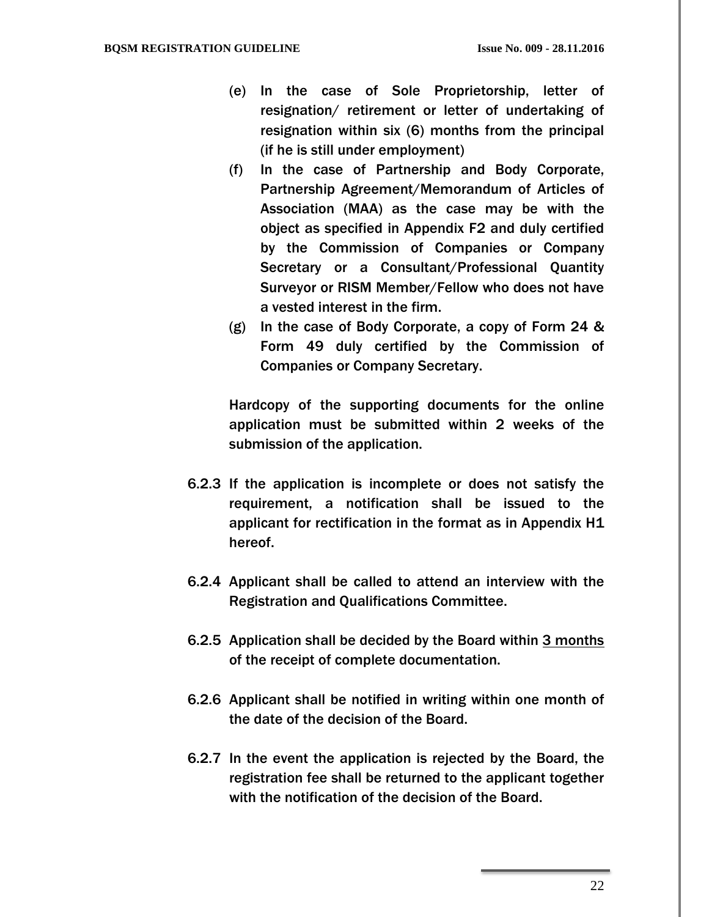(e) In the case of Sole Proprietorship, letter of resignation/ retirement or letter of undertaking of resignation within six (6) months from the principal (if he is still under employment)

(f) In the case of Partnership and Body Corporate, Partnership Agreement/Memorandum of Articles of Association (MAA) as the case may be with the object as specified in Appendix F2 and duly certified by the Commission of Companies or Company Secretary or a Consultant/Professional Quantity Surveyor or RISM Member/Fellow who does not have a vested interest in the firm.

(g) In the case of Body Corporate, a copy of Form 24 & Form 49 duly certified by the Commission of Companies or Company Secretary.

Hardcopy of the supporting documents for the online application must be submitted within 2 weeks of the submission of the application.

6.2.3 If the application is incomplete or does not satisfy the requirement, a notification shall be issued to the applicant for rectification in the format as in Appendix H1 hereof.

6.2.4 Applicant shall be called to attend an interview with the Registration and Qualifications Committee.

6.2.5 Application shall be decided by the Board within <u>3 months</u> of the receipt of complete documentation.

6.2.6 Applicant shall be notified in writing within one month of the date of the decision of the Board.

6.2.7 In the event the application is rejected by the Board, the registration fee shall be returned to the applicant together with the notification of the decision of the Board.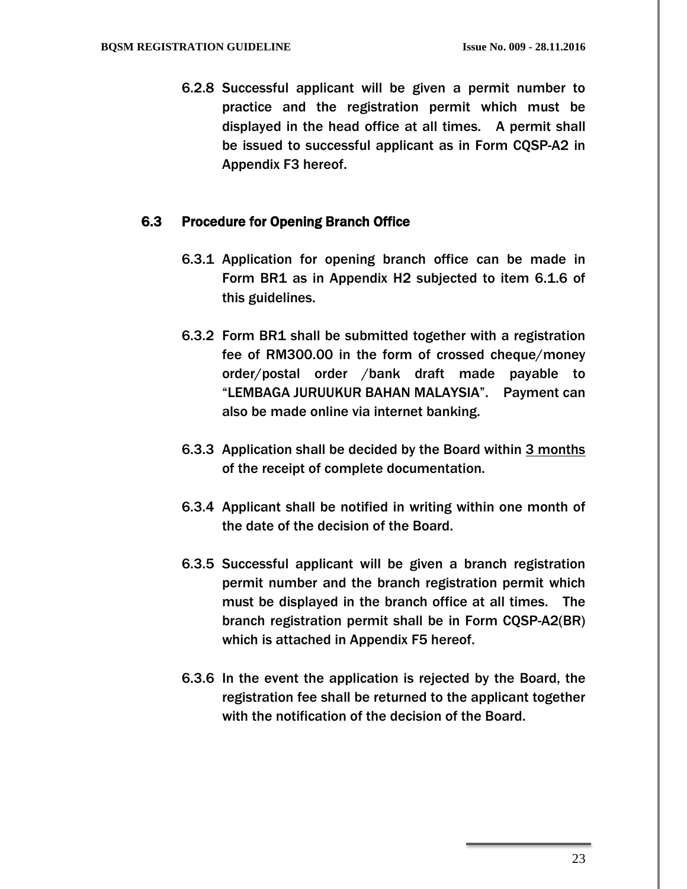6.2.8 Successful applicant will be given a permit number to practice and the registration permit which must be displayed in the head office at all times. A permit shall be issued to successful applicant as in Form CQSP-A2 in Appendix F3 hereof.

### 6.3 Procedure for Opening Branch Office

6.3.1 Application for opening branch office can be made in Form BR1 as in Appendix H2 subjected to item 6.1.6 of this guidelines.

6.3.2 Form BR1 shall be submitted together with a registration fee of RM300.00 in the form of crossed cheque/money order/postal order /bank draft made payable to "LEMBAGA JURUUKUR BAHAN MALAYSIA". Payment can also be made online via internet banking.

6.3.3 Application shall be decided by the Board within <u>3 months</u> of the receipt of complete documentation.

6.3.4 Applicant shall be notified in writing within one month of the date of the decision of the Board.

6.3.5 Successful applicant will be given a branch registration permit number and the branch registration permit which must be displayed in the branch office at all times. The branch registration permit shall be in Form CQSP-A2(BR) which is attached in Appendix F5 hereof.

6.3.6 In the event the application is rejected by the Board, the registration fee shall be returned to the applicant together with the notification of the decision of the Board.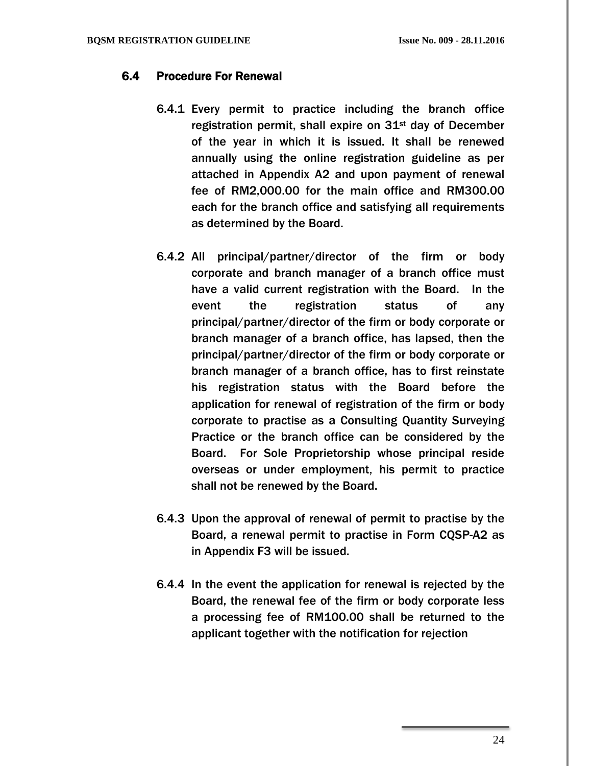### 6.4 Procedure For Renewal

6.4.1 Every permit to practice including the branch office registration permit, shall expire on 31st day of December of the year in which it is issued. It shall be renewed annually using the online registration guideline as per attached in Appendix A2 and upon payment of renewal fee of RM2,000.00 for the main office and RM300.00 each for the branch office and satisfying all requirements as determined by the Board.

6.4.2 All principal/partner/director of the firm or body corporate and branch manager of a branch office must have a valid current registration with the Board. In the event the registration status of any principal/partner/director of the firm or body corporate or branch manager of a branch office, has lapsed, then the principal/partner/director of the firm or body corporate or branch manager of a branch office, has to first reinstate his registration status with the Board before the application for renewal of registration of the firm or body corporate to practise as a Consulting Quantity Surveying Practice or the branch office can be considered by the Board. For Sole Proprietorship whose principal reside overseas or under employment, his permit to practice shall not be renewed by the Board.

6.4.3 Upon the approval of renewal of permit to practise by the Board, a renewal permit to practise in Form CQSP-A2 as in Appendix F3 will be issued.

6.4.4 In the event the application for renewal is rejected by the Board, the renewal fee of the firm or body corporate less a processing fee of RM100.00 shall be returned to the applicant together with the notification for rejection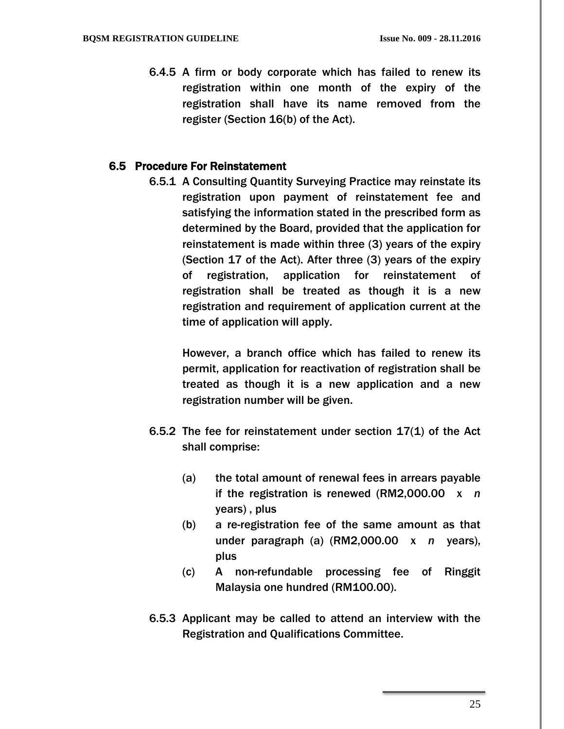6.4.5 A firm or body corporate which has failed to renew its registration within one month of the expiry of the registration shall have its name removed from the register (Section 16(b) of the Act).

## 6.5 Procedure For Reinstatement

6.5.1 A Consulting Quantity Surveying Practice may reinstate its registration upon payment of reinstatement fee and satisfying the information stated in the prescribed form as determined by the Board, provided that the application for reinstatement is made within three (3) years of the expiry (Section 17 of the Act). After three (3) years of the expiry of registration, application for reinstatement of registration shall be treated as though it is a new registration and requirement of application current at the time of application will apply.

However, a branch office which has failed to renew its permit, application for reactivation of registration shall be treated as though it is a new application and a new registration number will be given.

6.5.2 The fee for reinstatement under section 17(1) of the Act shall comprise:

- (a) the total amount of renewal fees in arrears payable if the registration is renewed (RM2,000.00 x *n* years) , plus
- (b) a re-registration fee of the same amount as that under paragraph (a) (RM2,000.00 x *n* years), plus
- (c) A non-refundable processing fee of Ringgit Malaysia one hundred (RM100.00).

6.5.3 Applicant may be called to attend an interview with the Registration and Qualifications Committee.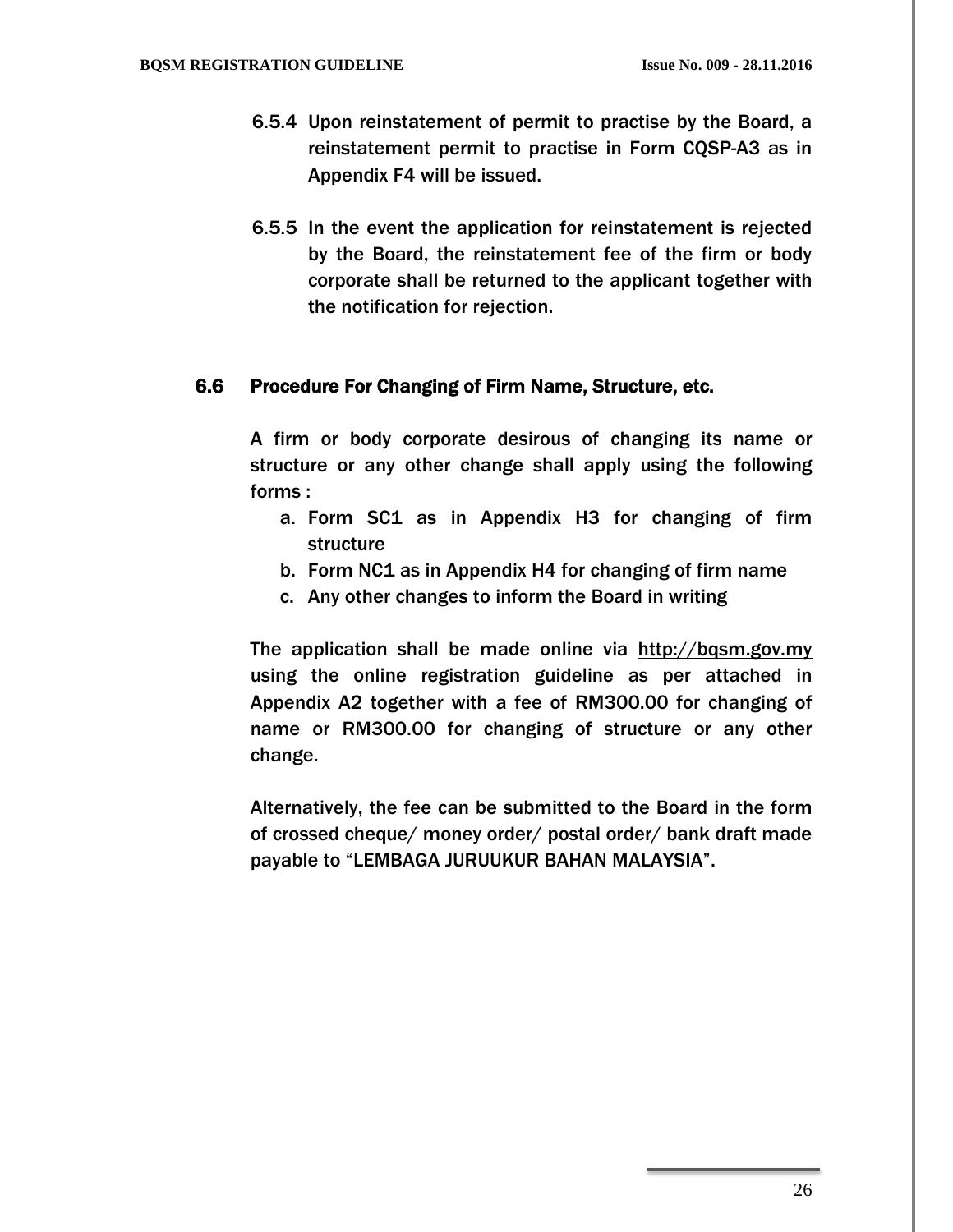6.5.4 Upon reinstatement of permit to practise by the Board, a reinstatement permit to practise in Form CQSP-A3 as in Appendix F4 will be issued.

6.5.5 In the event the application for reinstatement is rejected by the Board, the reinstatement fee of the firm or body corporate shall be returned to the applicant together with the notification for rejection.

## 6.6 Procedure For Changing of Firm Name, Structure, etc.

A firm or body corporate desirous of changing its name or structure or any other change shall apply using the following forms :

a. Form SC1 as in Appendix H3 for changing of firm structure
b. Form NC1 as in Appendix H4 for changing of firm name
c. Any other changes to inform the Board in writing

The application shall be made online via http://bqsm.gov.my using the online registration guideline as per attached in Appendix A2 together with a fee of RM300.00 for changing of name or RM300.00 for changing of structure or any other change.

Alternatively, the fee can be submitted to the Board in the form of crossed cheque/ money order/ postal order/ bank draft made payable to "LEMBAGA JURUUKUR BAHAN MALAYSIA".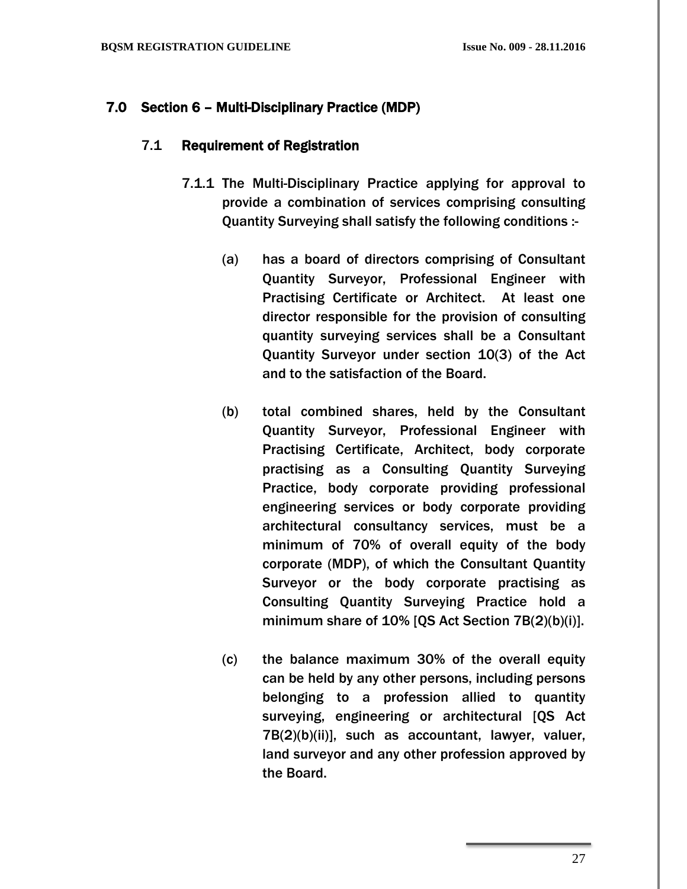## 7.0 Section 6 – Multi-Disciplinary Practice (MDP)

### 7.1 Requirement of Registration

7.1.1 The Multi-Disciplinary Practice applying for approval to provide a combination of services comprising consulting Quantity Surveying shall satisfy the following conditions :-

(a) has a board of directors comprising of Consultant Quantity Surveyor, Professional Engineer with Practising Certificate or Architect. At least one director responsible for the provision of consulting quantity surveying services shall be a Consultant Quantity Surveyor under section 10(3) of the Act and to the satisfaction of the Board.

(b) total combined shares, held by the Consultant Quantity Surveyor, Professional Engineer with Practising Certificate, Architect, body corporate practising as a Consulting Quantity Surveying Practice, body corporate providing professional engineering services or body corporate providing architectural consultancy services, must be a minimum of 70% of overall equity of the body corporate (MDP), of which the Consultant Quantity Surveyor or the body corporate practising as Consulting Quantity Surveying Practice hold a minimum share of 10% [QS Act Section 7B(2)(b)(i)].

(c) the balance maximum 30% of the overall equity can be held by any other persons, including persons belonging to a profession allied to quantity surveying, engineering or architectural [QS Act 7B(2)(b)(ii)], such as accountant, lawyer, valuer, land surveyor and any other profession approved by the Board.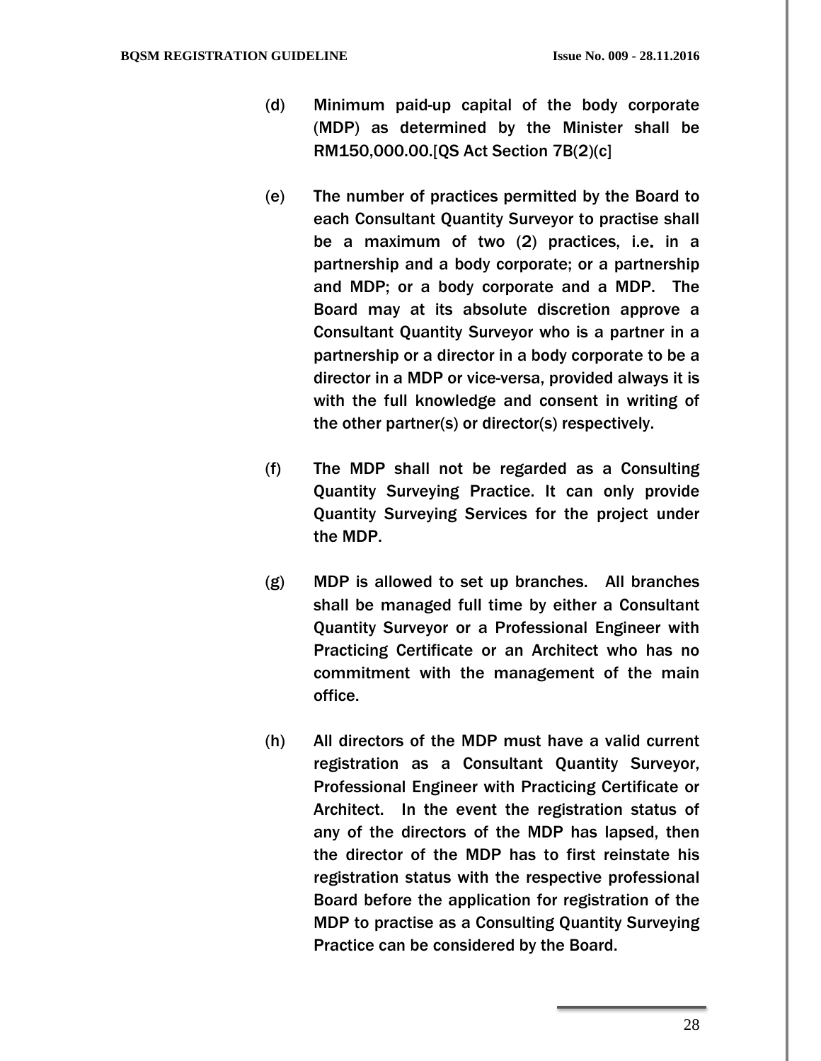(d) Minimum paid-up capital of the body corporate (MDP) as determined by the Minister shall be RM150,000.00.[QS Act Section 7B(2)(c]

(e) The number of practices permitted by the Board to each Consultant Quantity Surveyor to practise shall be a maximum of two (2) practices, i.e. in a partnership and a body corporate; or a partnership and MDP; or a body corporate and a MDP. The Board may at its absolute discretion approve a Consultant Quantity Surveyor who is a partner in a partnership or a director in a body corporate to be a director in a MDP or vice-versa, provided always it is with the full knowledge and consent in writing of the other partner(s) or director(s) respectively.

(f) The MDP shall not be regarded as a Consulting Quantity Surveying Practice. It can only provide Quantity Surveying Services for the project under the MDP.

(g) MDP is allowed to set up branches. All branches shall be managed full time by either a Consultant Quantity Surveyor or a Professional Engineer with Practicing Certificate or an Architect who has no commitment with the management of the main office.

(h) All directors of the MDP must have a valid current registration as a Consultant Quantity Surveyor, Professional Engineer with Practicing Certificate or Architect. In the event the registration status of any of the directors of the MDP has lapsed, then the director of the MDP has to first reinstate his registration status with the respective professional Board before the application for registration of the MDP to practise as a Consulting Quantity Surveying Practice can be considered by the Board.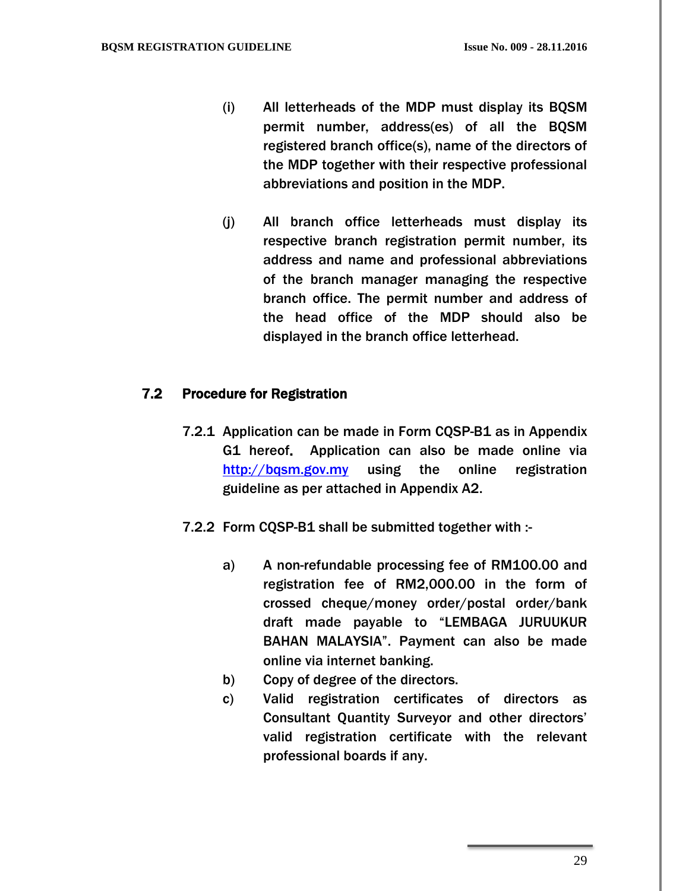(i) All letterheads of the MDP must display its BQSM permit number, address(es) of all the BQSM registered branch office(s), name of the directors of the MDP together with their respective professional abbreviations and position in the MDP.

(j) All branch office letterheads must display its respective branch registration permit number, its address and name and professional abbreviations of the branch manager managing the respective branch office. The permit number and address of the head office of the MDP should also be displayed in the branch office letterhead.

## 7.2 Procedure for Registration

7.2.1 Application can be made in Form CQSP-B1 as in Appendix G1 hereof. Application can also be made online via http://bqsm.gov.my using the online registration guideline as per attached in Appendix A2.

7.2.2 Form CQSP-B1 shall be submitted together with :-

a) A non-refundable processing fee of RM100.00 and registration fee of RM2,000.00 in the form of crossed cheque/money order/postal order/bank draft made payable to "LEMBAGA JURUUKUR BAHAN MALAYSIA". Payment can also be made online via internet banking.

b) Copy of degree of the directors.

c) Valid registration certificates of directors as Consultant Quantity Surveyor and other directors' valid registration certificate with the relevant professional boards if any.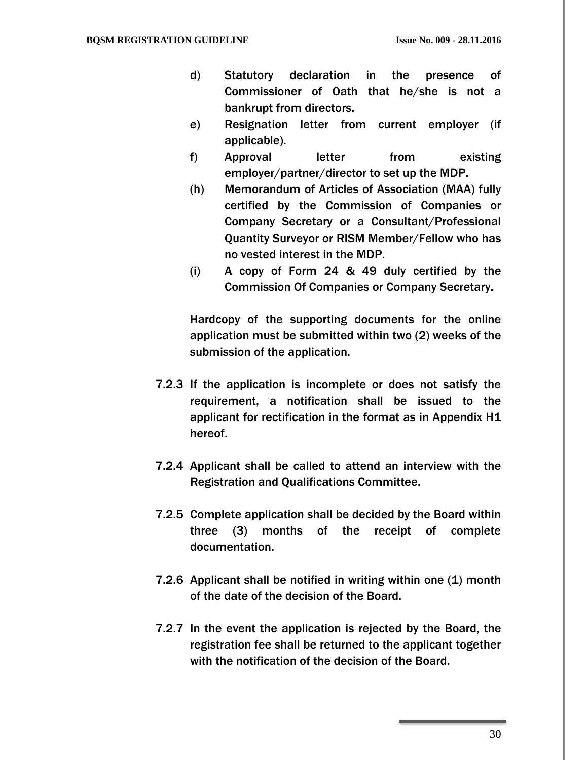d) Statutory declaration in the presence of Commissioner of Oath that he/she is not a bankrupt from directors.

e) Resignation letter from current employer (if applicable).

f) Approval letter from existing employer/partner/director to set up the MDP.

(h) Memorandum of Articles of Association (MAA) fully certified by the Commission of Companies or Company Secretary or a Consultant/Professional Quantity Surveyor or RISM Member/Fellow who has no vested interest in the MDP.

(i) A copy of Form 24 & 49 duly certified by the Commission Of Companies or Company Secretary.

Hardcopy of the supporting documents for the online application must be submitted within two (2) weeks of the submission of the application.

7.2.3 If the application is incomplete or does not satisfy the requirement, a notification shall be issued to the applicant for rectification in the format as in Appendix H1 hereof.

7.2.4 Applicant shall be called to attend an interview with the Registration and Qualifications Committee.

7.2.5 Complete application shall be decided by the Board within three (3) months of the receipt of complete documentation.

7.2.6 Applicant shall be notified in writing within one (1) month of the date of the decision of the Board.

7.2.7 In the event the application is rejected by the Board, the registration fee shall be returned to the applicant together with the notification of the decision of the Board.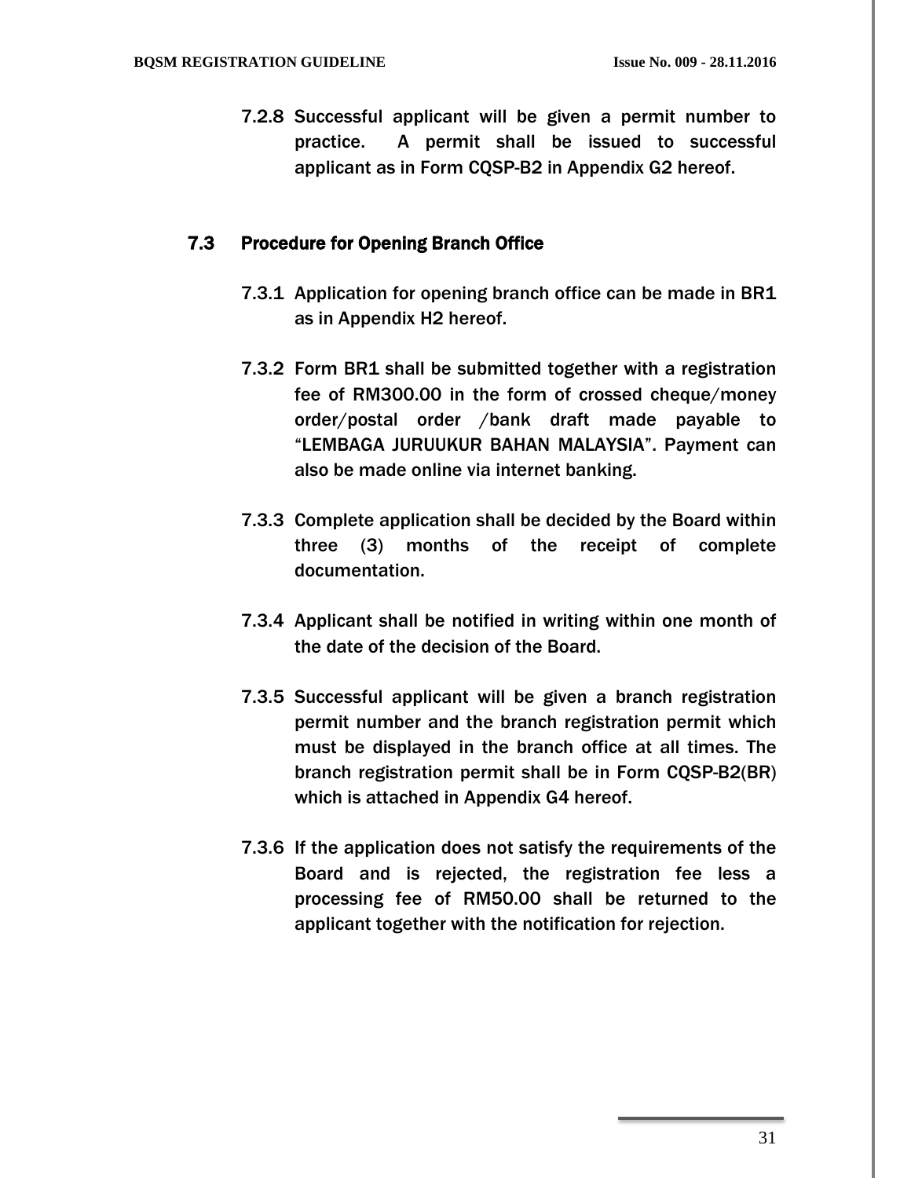7.2.8 Successful applicant will be given a permit number to practice. A permit shall be issued to successful applicant as in Form CQSP-B2 in Appendix G2 hereof.

## 7.3 Procedure for Opening Branch Office

7.3.1 Application for opening branch office can be made in BR1 as in Appendix H2 hereof.

7.3.2 Form BR1 shall be submitted together with a registration fee of RM300.00 in the form of crossed cheque/money order/postal order /bank draft made payable to "LEMBAGA JURUUKUR BAHAN MALAYSIA". Payment can also be made online via internet banking.

7.3.3 Complete application shall be decided by the Board within three (3) months of the receipt of complete documentation.

7.3.4 Applicant shall be notified in writing within one month of the date of the decision of the Board.

7.3.5 Successful applicant will be given a branch registration permit number and the branch registration permit which must be displayed in the branch office at all times. The branch registration permit shall be in Form CQSP-B2(BR) which is attached in Appendix G4 hereof.

7.3.6 If the application does not satisfy the requirements of the Board and is rejected, the registration fee less a processing fee of RM50.00 shall be returned to the applicant together with the notification for rejection.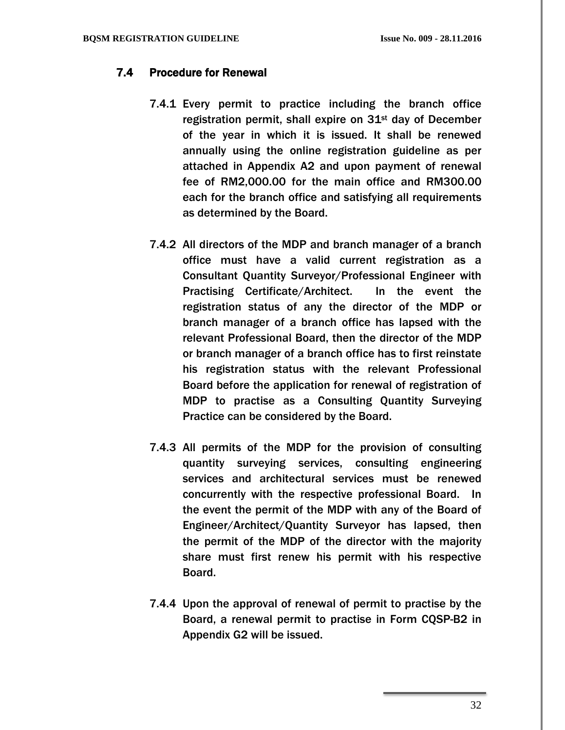### 7.4 Procedure for Renewal

7.4.1 Every permit to practice including the branch office registration permit, shall expire on 31st day of December of the year in which it is issued. It shall be renewed annually using the online registration guideline as per attached in Appendix A2 and upon payment of renewal fee of RM2,000.00 for the main office and RM300.00 each for the branch office and satisfying all requirements as determined by the Board.

7.4.2 All directors of the MDP and branch manager of a branch office must have a valid current registration as a Consultant Quantity Surveyor/Professional Engineer with Practising Certificate/Architect. In the event the registration status of any the director of the MDP or branch manager of a branch office has lapsed with the relevant Professional Board, then the director of the MDP or branch manager of a branch office has to first reinstate his registration status with the relevant Professional Board before the application for renewal of registration of MDP to practise as a Consulting Quantity Surveying Practice can be considered by the Board.

7.4.3 All permits of the MDP for the provision of consulting quantity surveying services, consulting engineering services and architectural services must be renewed concurrently with the respective professional Board. In the event the permit of the MDP with any of the Board of Engineer/Architect/Quantity Surveyor has lapsed, then the permit of the MDP of the director with the majority share must first renew his permit with his respective Board.

7.4.4 Upon the approval of renewal of permit to practise by the Board, a renewal permit to practise in Form CQSP-B2 in Appendix G2 will be issued.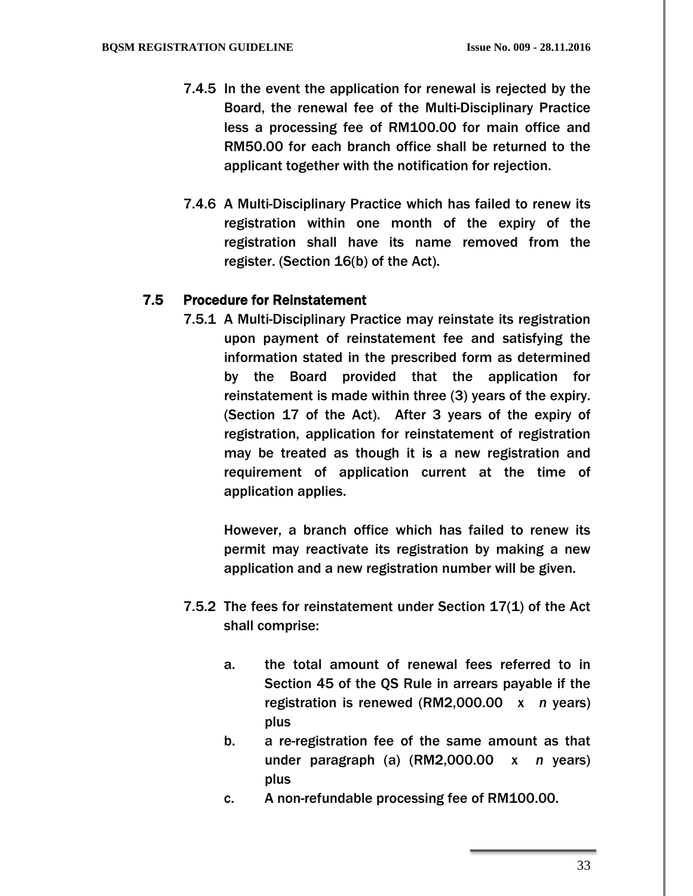7.4.5 In the event the application for renewal is rejected by the Board, the renewal fee of the Multi-Disciplinary Practice less a processing fee of RM100.00 for main office and RM50.00 for each branch office shall be returned to the applicant together with the notification for rejection.

7.4.6 A Multi-Disciplinary Practice which has failed to renew its registration within one month of the expiry of the registration shall have its name removed from the register. (Section 16(b) of the Act).

## 7.5 Procedure for Reinstatement

7.5.1 A Multi-Disciplinary Practice may reinstate its registration upon payment of reinstatement fee and satisfying the information stated in the prescribed form as determined by the Board provided that the application for reinstatement is made within three (3) years of the expiry. (Section 17 of the Act). After 3 years of the expiry of registration, application for reinstatement of registration may be treated as though it is a new registration and requirement of application current at the time of application applies.

However, a branch office which has failed to renew its permit may reactivate its registration by making a new application and a new registration number will be given.

7.5.2 The fees for reinstatement under Section 17(1) of the Act shall comprise:

a. the total amount of renewal fees referred to in Section 45 of the QS Rule in arrears payable if the registration is renewed (RM2,000.00 x *n* years) plus

b. a re-registration fee of the same amount as that under paragraph (a) (RM2,000.00 x *n* years) plus

c. A non-refundable processing fee of RM100.00.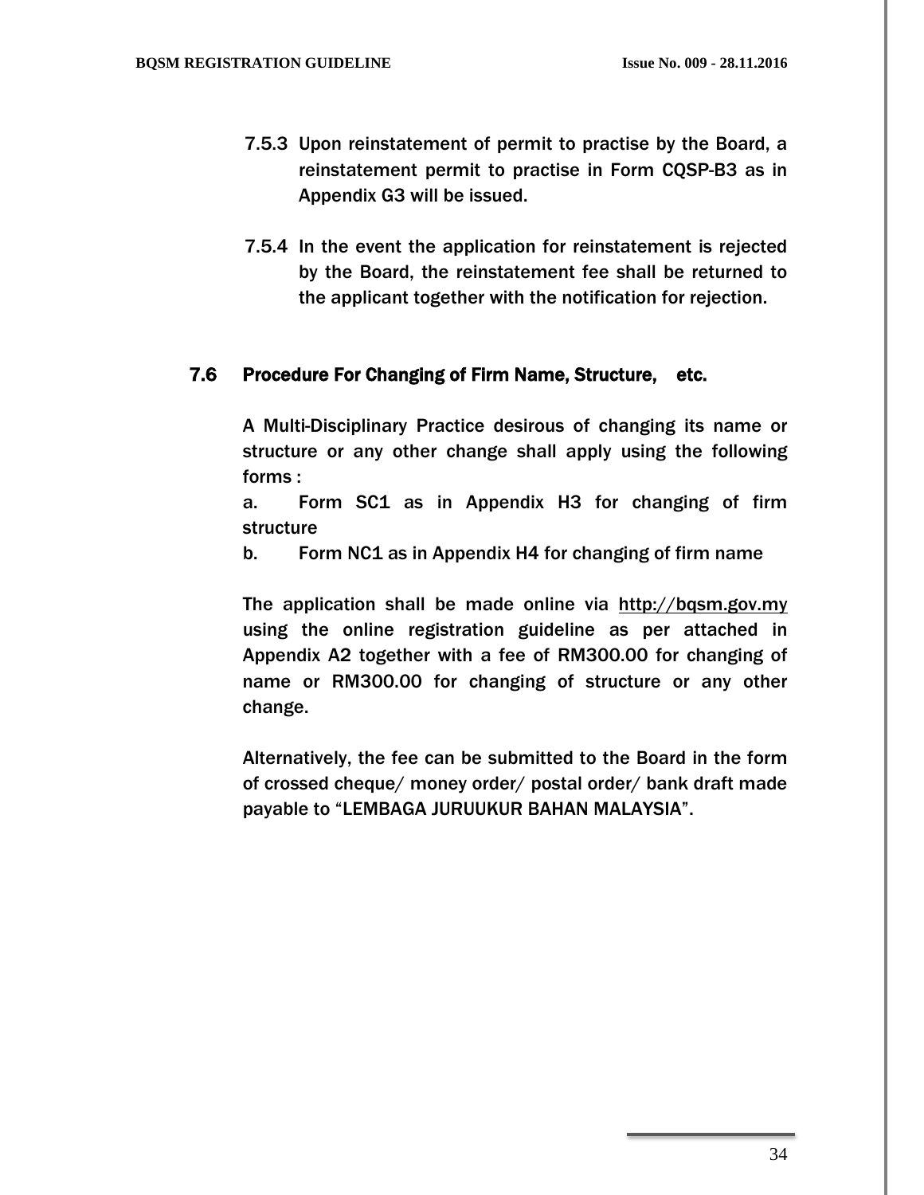7.5.3 Upon reinstatement of permit to practise by the Board, a reinstatement permit to practise in Form CQSP-B3 as in Appendix G3 will be issued.

7.5.4 In the event the application for reinstatement is rejected by the Board, the reinstatement fee shall be returned to the applicant together with the notification for rejection.

### 7.6 Procedure For Changing of Firm Name, Structure, etc.

A Multi-Disciplinary Practice desirous of changing its name or structure or any other change shall apply using the following forms :

a. Form SC1 as in Appendix H3 for changing of firm structure

b. Form NC1 as in Appendix H4 for changing of firm name

The application shall be made online via http://bqsm.gov.my using the online registration guideline as per attached in Appendix A2 together with a fee of RM300.00 for changing of name or RM300.00 for changing of structure or any other change.

Alternatively, the fee can be submitted to the Board in the form of crossed cheque/ money order/ postal order/ bank draft made payable to "LEMBAGA JURUUKUR BAHAN MALAYSIA".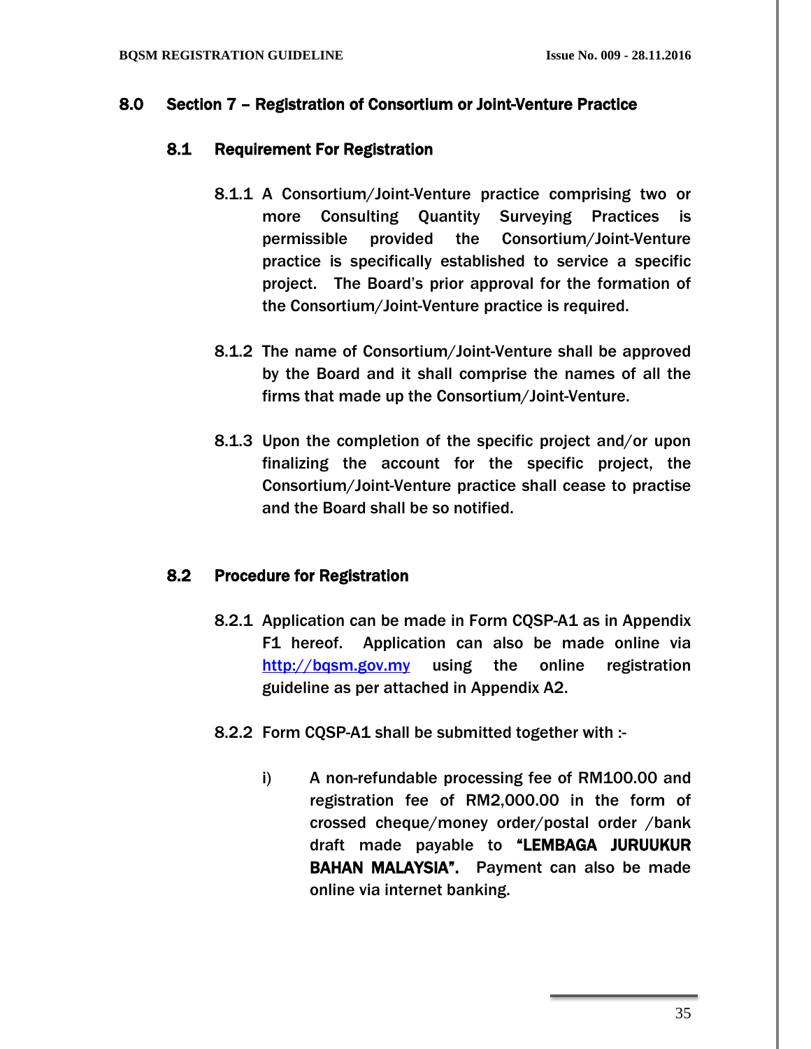## 8.0 Section 7 – Registration of Consortium or Joint-Venture Practice

### 8.1 Requirement For Registration

8.1.1 A Consortium/Joint-Venture practice comprising two or more Consulting Quantity Surveying Practices is permissible provided the Consortium/Joint-Venture practice is specifically established to service a specific project. The Board's prior approval for the formation of the Consortium/Joint-Venture practice is required.

8.1.2 The name of Consortium/Joint-Venture shall be approved by the Board and it shall comprise the names of all the firms that made up the Consortium/Joint-Venture.

8.1.3 Upon the completion of the specific project and/or upon finalizing the account for the specific project, the Consortium/Joint-Venture practice shall cease to practise and the Board shall be so notified.

### 8.2 Procedure for Registration

8.2.1 Application can be made in Form CQSP-A1 as in Appendix F1 hereof. Application can also be made online via [http://bqsm.gov.my](http://bqsm.gov.my) using the online registration guideline as per attached in Appendix A2.

8.2.2 Form CQSP-A1 shall be submitted together with :-

i) A non-refundable processing fee of RM100.00 and registration fee of RM2,000.00 in the form of crossed cheque/money order/postal order /bank draft made payable to **"LEMBAGA JURUUKUR BAHAN MALAYSIA".** Payment can also be made online via internet banking.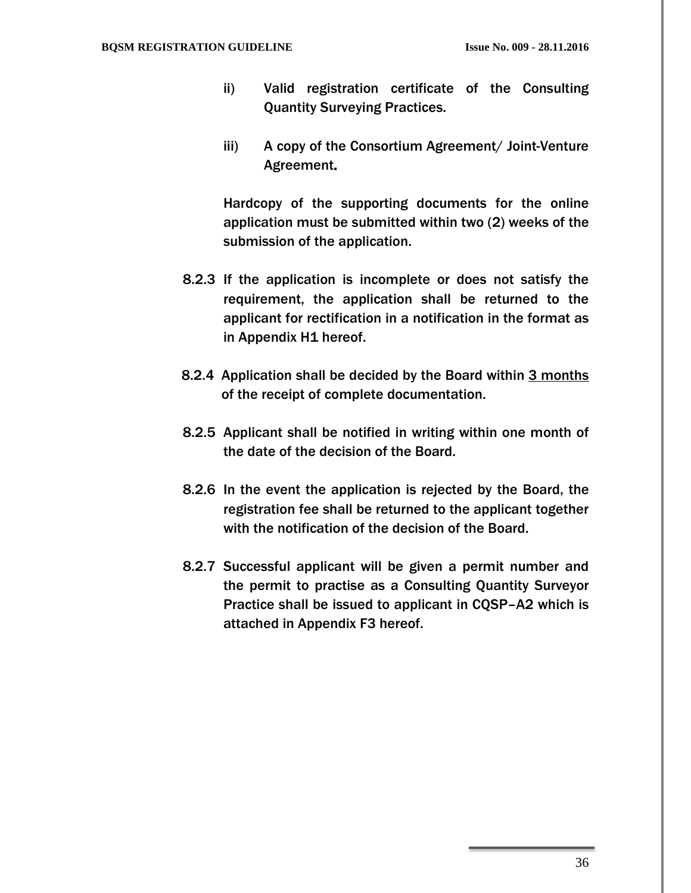ii) Valid registration certificate of the Consulting Quantity Surveying Practices.

iii) A copy of the Consortium Agreement/ Joint-Venture Agreement.

Hardcopy of the supporting documents for the online application must be submitted within two (2) weeks of the submission of the application.

8.2.3 If the application is incomplete or does not satisfy the requirement, the application shall be returned to the applicant for rectification in a notification in the format as in Appendix H1 hereof.

8.2.4 Application shall be decided by the Board within <u>3 months</u> of the receipt of complete documentation.

8.2.5 Applicant shall be notified in writing within one month of the date of the decision of the Board.

8.2.6 In the event the application is rejected by the Board, the registration fee shall be returned to the applicant together with the notification of the decision of the Board.

8.2.7 Successful applicant will be given a permit number and the permit to practise as a Consulting Quantity Surveyor Practice shall be issued to applicant in CQSP–A2 which is attached in Appendix F3 hereof.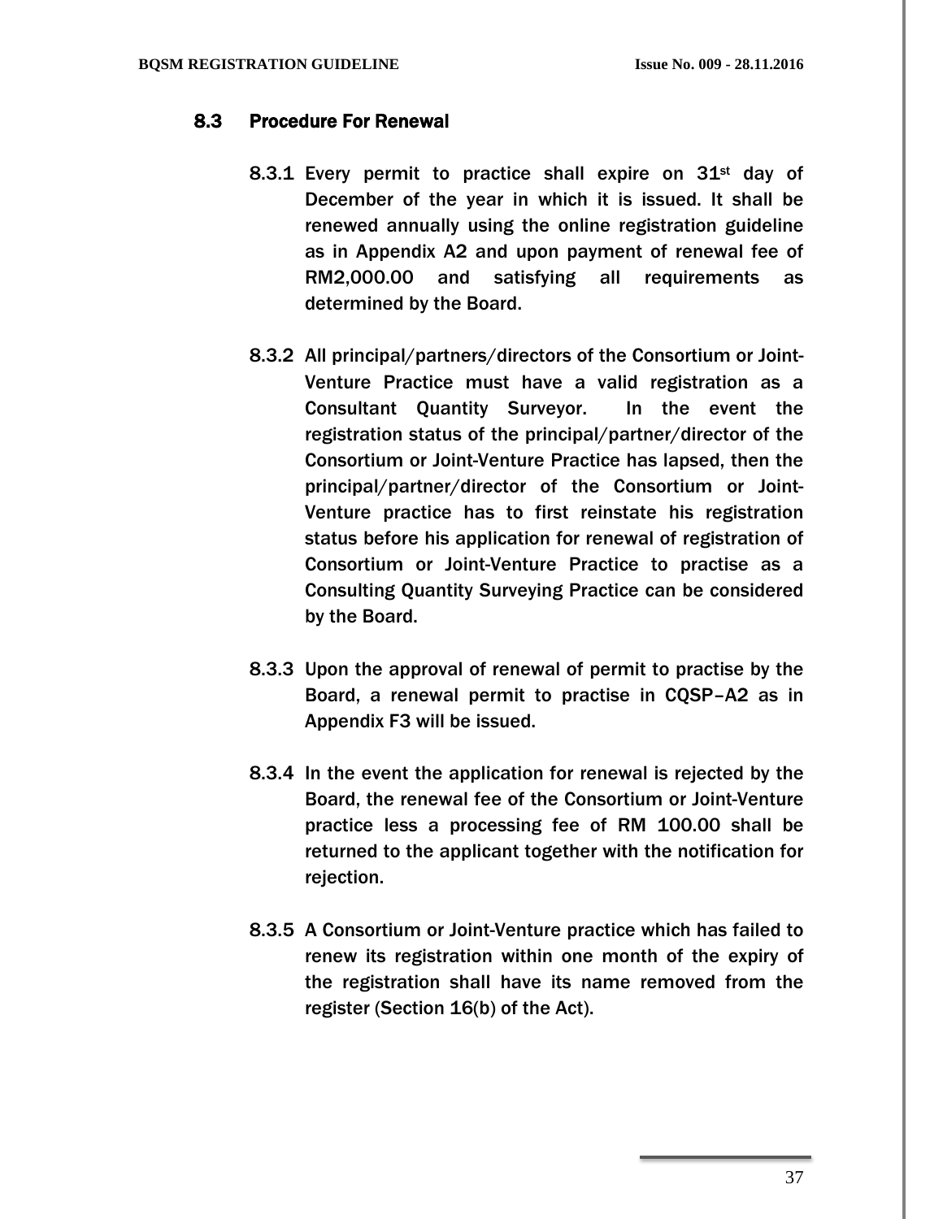### 8.3 Procedure For Renewal

8.3.1 Every permit to practice shall expire on 31st day of December of the year in which it is issued. It shall be renewed annually using the online registration guideline as in Appendix A2 and upon payment of renewal fee of RM2,000.00 and satisfying all requirements as determined by the Board.

8.3.2 All principal/partners/directors of the Consortium or Joint-Venture Practice must have a valid registration as a Consultant Quantity Surveyor. In the event the registration status of the principal/partner/director of the Consortium or Joint-Venture Practice has lapsed, then the principal/partner/director of the Consortium or Joint-Venture practice has to first reinstate his registration status before his application for renewal of registration of Consortium or Joint-Venture Practice to practise as a Consulting Quantity Surveying Practice can be considered by the Board.

8.3.3 Upon the approval of renewal of permit to practise by the Board, a renewal permit to practise in CQSP–A2 as in Appendix F3 will be issued.

8.3.4 In the event the application for renewal is rejected by the Board, the renewal fee of the Consortium or Joint-Venture practice less a processing fee of RM 100.00 shall be returned to the applicant together with the notification for rejection.

8.3.5 A Consortium or Joint-Venture practice which has failed to renew its registration within one month of the expiry of the registration shall have its name removed from the register (Section 16(b) of the Act).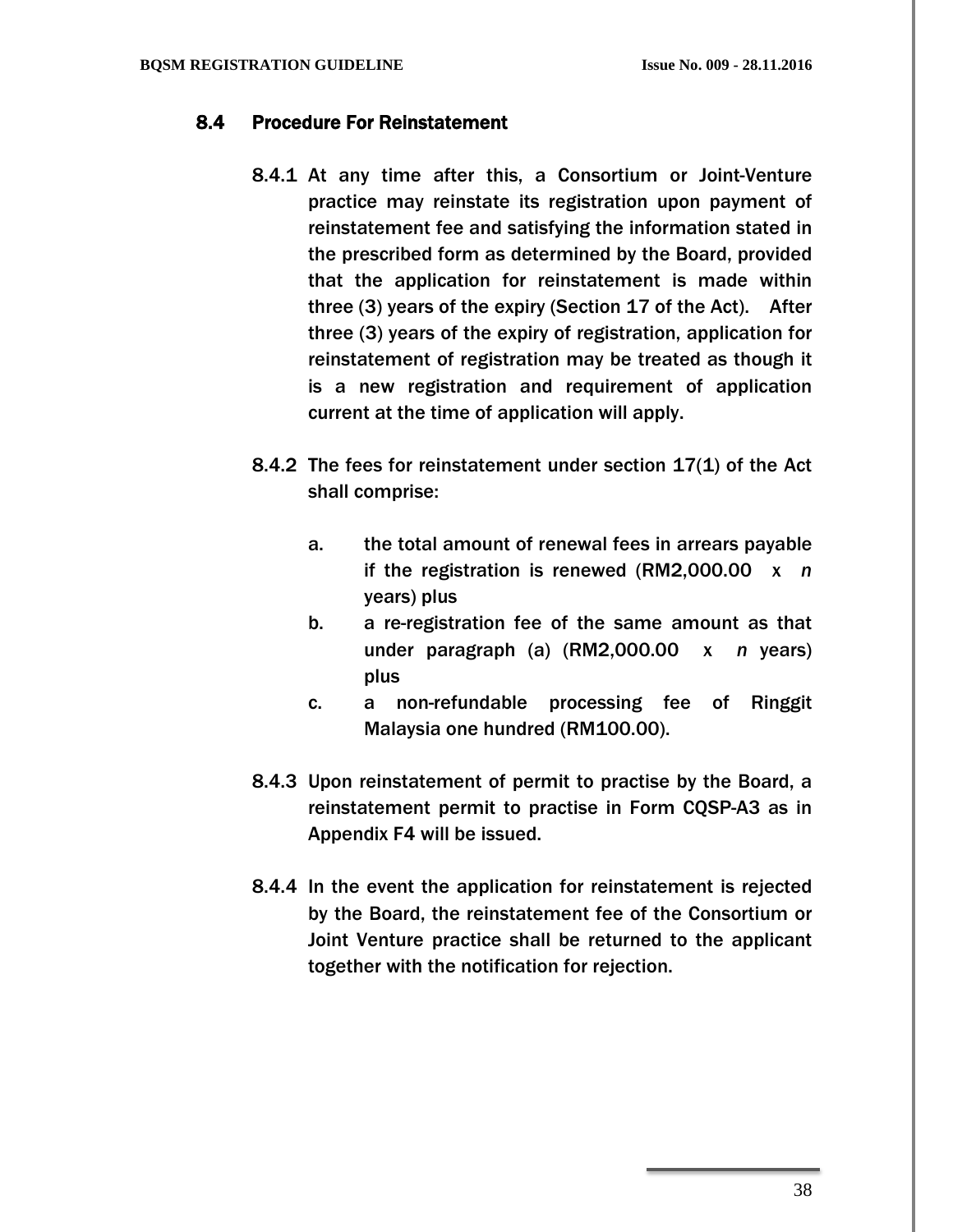### 8.4 Procedure For Reinstatement

8.4.1 At any time after this, a Consortium or Joint-Venture practice may reinstate its registration upon payment of reinstatement fee and satisfying the information stated in the prescribed form as determined by the Board, provided that the application for reinstatement is made within three (3) years of the expiry (Section 17 of the Act). After three (3) years of the expiry of registration, application for reinstatement of registration may be treated as though it is a new registration and requirement of application current at the time of application will apply.

8.4.2 The fees for reinstatement under section 17(1) of the Act shall comprise:

a. the total amount of renewal fees in arrears payable if the registration is renewed (RM2,000.00 x *n* years) plus
b. a re-registration fee of the same amount as that under paragraph (a) (RM2,000.00 x *n* years) plus
c. a non-refundable processing fee of Ringgit Malaysia one hundred (RM100.00).

8.4.3 Upon reinstatement of permit to practise by the Board, a reinstatement permit to practise in Form CQSP-A3 as in Appendix F4 will be issued.

8.4.4 In the event the application for reinstatement is rejected by the Board, the reinstatement fee of the Consortium or Joint Venture practice shall be returned to the applicant together with the notification for rejection.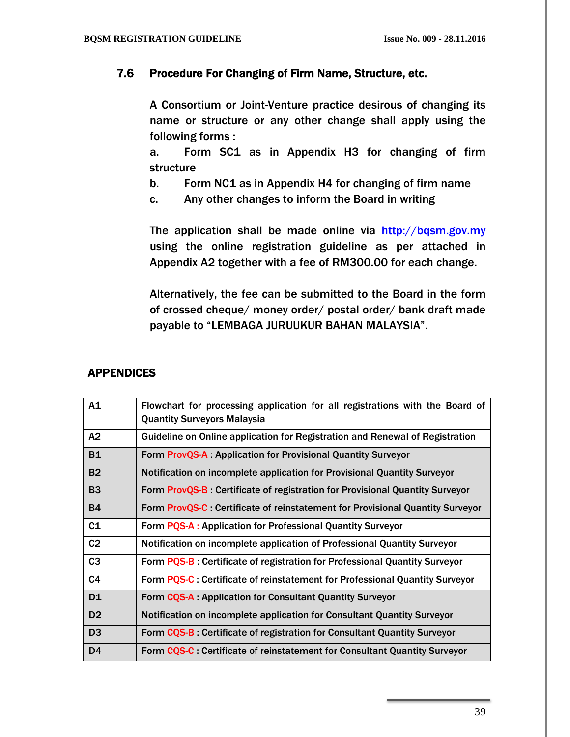### 7.6 Procedure For Changing of Firm Name, Structure, etc.

A Consortium or Joint-Venture practice desirous of changing its name or structure or any other change shall apply using the following forms :

a. Form SC1 as in Appendix H3 for changing of firm structure

b. Form NC1 as in Appendix H4 for changing of firm name

c. Any other changes to inform the Board in writing

The application shall be made online via http://bqsm.gov.my using the online registration guideline as per attached in Appendix A2 together with a fee of RM300.00 for each change.

Alternatively, the fee can be submitted to the Board in the form of crossed cheque/ money order/ postal order/ bank draft made payable to "LEMBAGA JURUUKUR BAHAN MALAYSIA".

## APPENDICES

| | |
|---|---|
| A1 | Flowchart for processing application for all registrations with the Board of Quantity Surveyors Malaysia |
| A2 | Guideline on Online application for Registration and Renewal of Registration |
| B1 | Form ProvQS-A : Application for Provisional Quantity Surveyor |
| B2 | Notification on incomplete application for Provisional Quantity Surveyor |
| B3 | Form ProvQS-B : Certificate of registration for Provisional Quantity Surveyor |
| B4 | Form ProvQS-C : Certificate of reinstatement for Provisional Quantity Surveyor |
| C1 | Form PQS-A : Application for Professional Quantity Surveyor |
| C2 | Notification on incomplete application of Professional Quantity Surveyor |
| C3 | Form PQS-B : Certificate of registration for Professional Quantity Surveyor |
| C4 | Form PQS-C : Certificate of reinstatement for Professional Quantity Surveyor |
| D1 | Form CQS-A : Application for Consultant Quantity Surveyor |
| D2 | Notification on incomplete application for Consultant Quantity Surveyor |
| D3 | Form CQS-B : Certificate of registration for Consultant Quantity Surveyor |
| D4 | Form CQS-C : Certificate of reinstatement for Consultant Quantity Surveyor |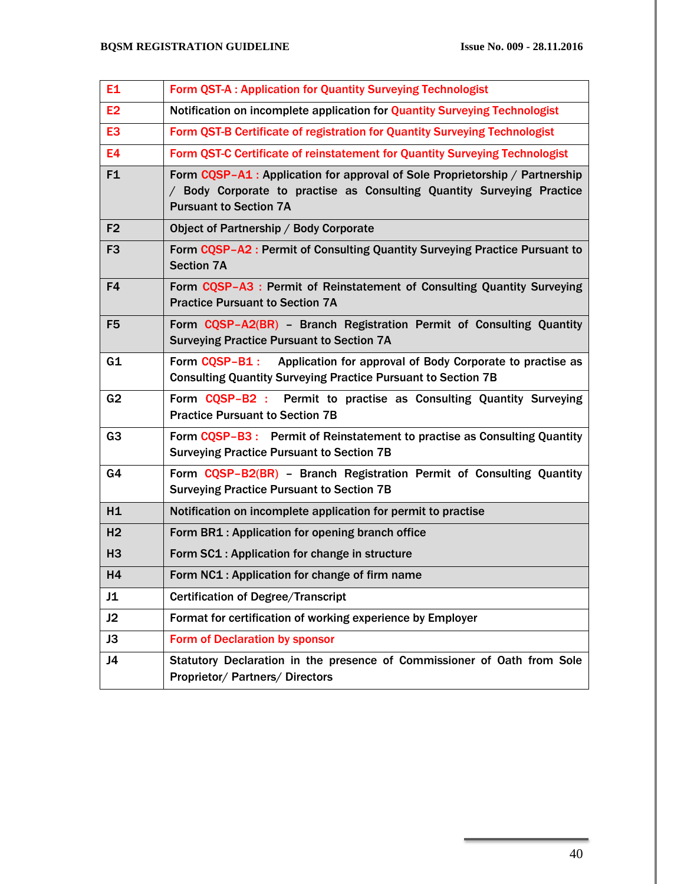| | |
|---|---|
| E1 | Form QST-A : Application for Quantity Surveying Technologist |
| E2 | Notification on incomplete application for Quantity Surveying Technologist |
| E3 | Form QST-B Certificate of registration for Quantity Surveying Technologist |
| E4 | Form QST-C Certificate of reinstatement for Quantity Surveying Technologist |
| F1 | Form CQSP–A1 : Application for approval of Sole Proprietorship / Partnership / Body Corporate to practise as Consulting Quantity Surveying Practice Pursuant to Section 7A |
| F2 | Object of Partnership / Body Corporate |
| F3 | Form CQSP–A2 : Permit of Consulting Quantity Surveying Practice Pursuant to Section 7A |
| F4 | Form CQSP–A3 : Permit of Reinstatement of Consulting Quantity Surveying Practice Pursuant to Section 7A |
| F5 | Form CQSP–A2(BR) – Branch Registration Permit of Consulting Quantity Surveying Practice Pursuant to Section 7A |
| G1 | Form CQSP–B1 : Application for approval of Body Corporate to practise as Consulting Quantity Surveying Practice Pursuant to Section 7B |
| G2 | Form CQSP–B2 : Permit to practise as Consulting Quantity Surveying Practice Pursuant to Section 7B |
| G3 | Form CQSP–B3 : Permit of Reinstatement to practise as Consulting Quantity Surveying Practice Pursuant to Section 7B |
| G4 | Form CQSP–B2(BR) – Branch Registration Permit of Consulting Quantity Surveying Practice Pursuant to Section 7B |
| H1 | Notification on incomplete application for permit to practise |
| H2 | Form BR1 : Application for opening branch office |
| H3 | Form SC1 : Application for change in structure |
| H4 | Form NC1 : Application for change of firm name |
| J1 | Certification of Degree/Transcript |
| J2 | Format for certification of working experience by Employer |
| J3 | Form of Declaration by sponsor |
| J4 | Statutory Declaration in the presence of Commissioner of Oath from Sole Proprietor/ Partners/ Directors |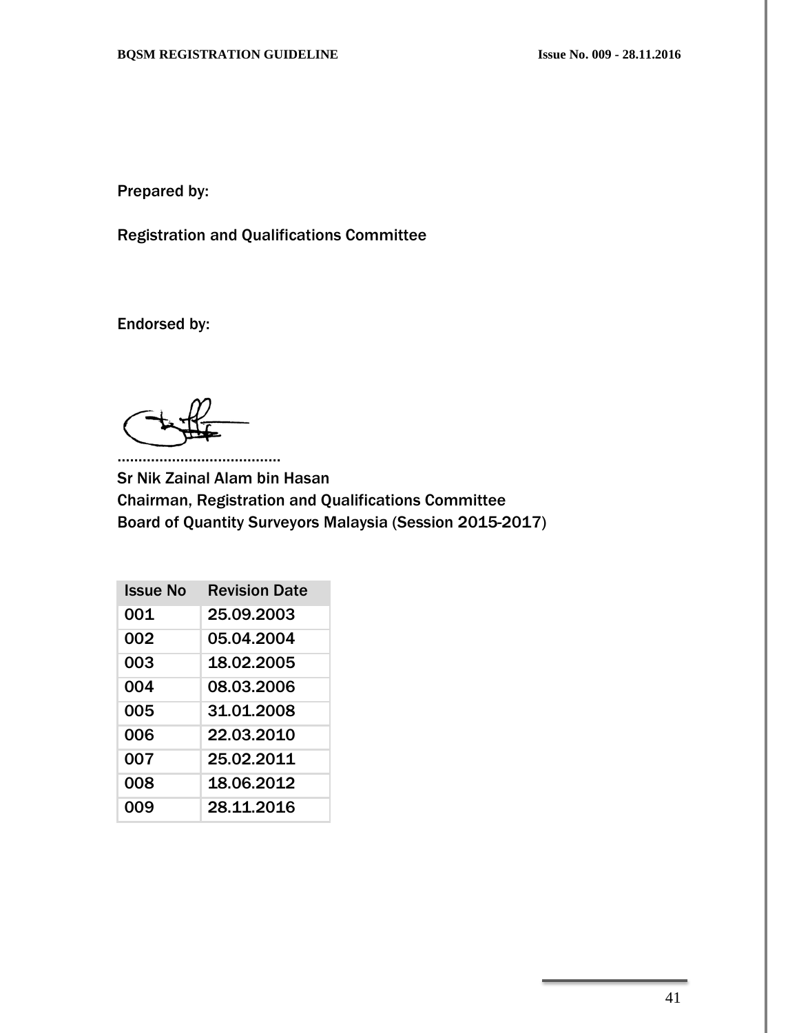Prepared by:

Registration and Qualifications Committee

Endorsed by:

......................................

Sr Nik Zainal Alam bin Hasan
Chairman, Registration and Qualifications Committee
Board of Quantity Surveyors Malaysia (Session 2015-2017)

| Issue No | Revision Date |
| --- | --- |
| 001 | 25.09.2003 |
| 002 | 05.04.2004 |
| 003 | 18.02.2005 |
| 004 | 08.03.2006 |
| 005 | 31.01.2008 |
| 006 | 22.03.2010 |
| 007 | 25.02.2011 |
| 008 | 18.06.2012 |
| 009 | 28.11.2016 |